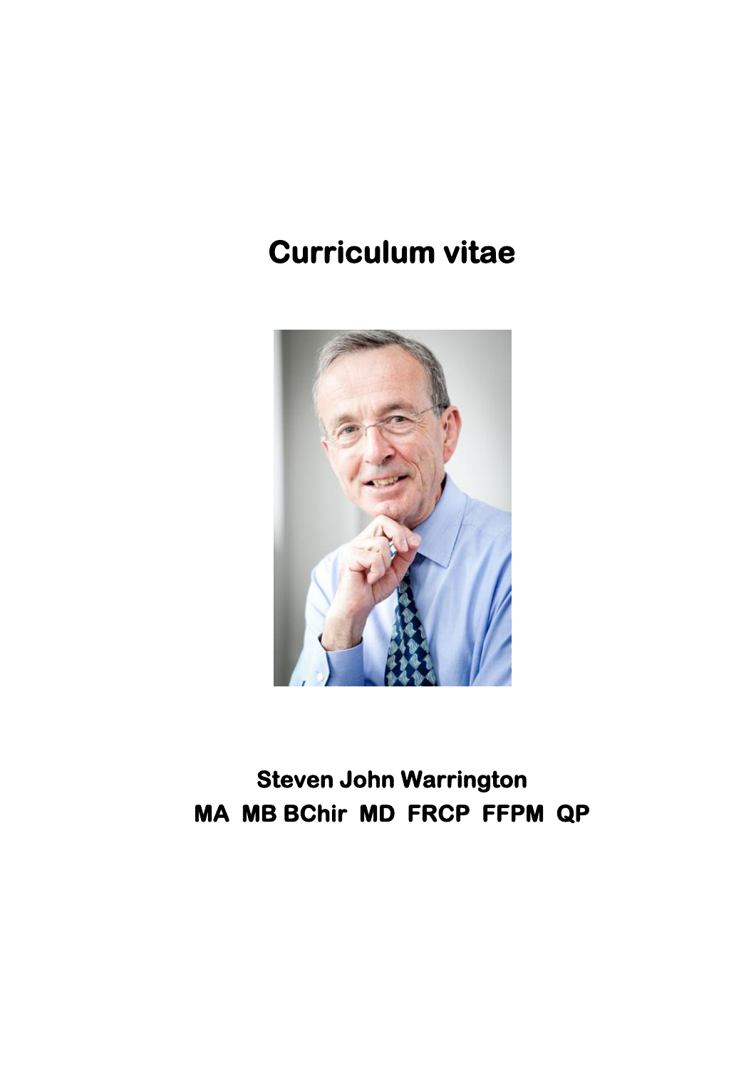# Curriculum vitae

**Steven John Warrington**

**MA MB BChir MD FRCP FFPM QP**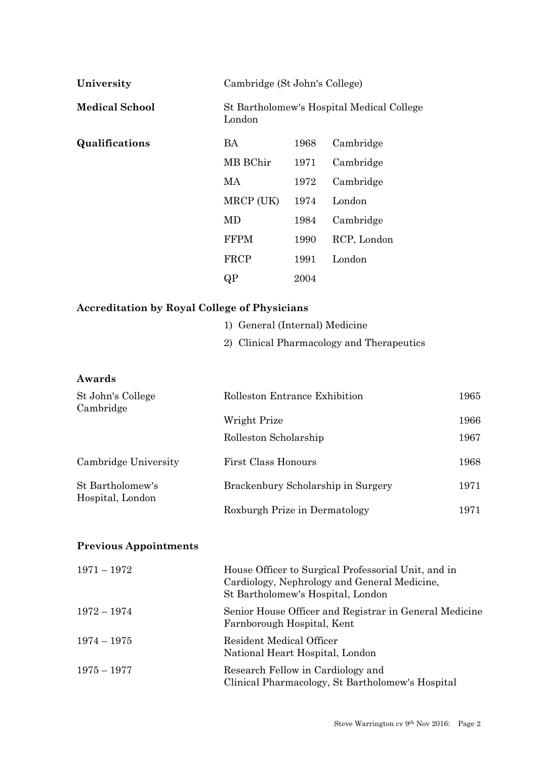| | |
|---|---|
| **University** | Cambridge (St John's College) |
| **Medical School** | St Bartholomew's Hospital Medical College London |

**Qualifications**

| Qualification | Year | Institution |
|---|---|---|
| BA | 1968 | Cambridge |
| MB BChir | 1971 | Cambridge |
| MA | 1972 | Cambridge |
| MRCP (UK) | 1974 | London |
| MD | 1984 | Cambridge |
| FFPM | 1990 | RCP, London |
| FRCP | 1991 | London |
| QP | 2004 | |

**Accreditation by Royal College of Physicians**

1) General (Internal) Medicine
2) Clinical Pharmacology and Therapeutics

**Awards**

| | | |
|---|---|---|
| St John's College Cambridge | Rolleston Entrance Exhibition | 1965 |
| | Wright Prize | 1966 |
| | Rolleston Scholarship | 1967 |
| Cambridge University | First Class Honours | 1968 |
| St Bartholomew's Hospital, London | Brackenbury Scholarship in Surgery | 1971 |
| | Roxburgh Prize in Dermatology | 1971 |

**Previous Appointments**

| | |
|---|---|
| 1971 – 1972 | House Officer to Surgical Professorial Unit, and in Cardiology, Nephrology and General Medicine, St Bartholomew's Hospital, London |
| 1972 – 1974 | Senior House Officer and Registrar in General Medicine Farnborough Hospital, Kent |
| 1974 – 1975 | Resident Medical Officer National Heart Hospital, London |
| 1975 – 1977 | Research Fellow in Cardiology and Clinical Pharmacology, St Bartholomew's Hospital |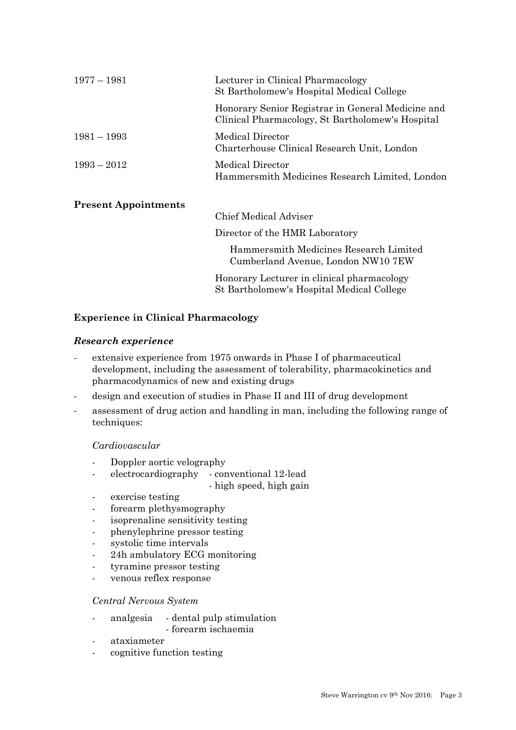| | |
|---|---|
| 1977 – 1981 | Lecturer in Clinical Pharmacology<br>St Bartholomew's Hospital Medical College |
| | Honorary Senior Registrar in General Medicine and Clinical Pharmacology, St Bartholomew's Hospital |
| 1981 – 1993 | Medical Director<br>Charterhouse Clinical Research Unit, London |
| 1993 – 2012 | Medical Director<br>Hammersmith Medicines Research Limited, London |

**Present Appointments**

Chief Medical Adviser

Director of the HMR Laboratory

Hammersmith Medicines Research Limited
Cumberland Avenue, London NW10 7EW

Honorary Lecturer in clinical pharmacology
St Bartholomew's Hospital Medical College

## Experience in Clinical Pharmacology

### *Research experience*

- extensive experience from 1975 onwards in Phase I of pharmaceutical development, including the assessment of tolerability, pharmacokinetics and pharmacodynamics of new and existing drugs
- design and execution of studies in Phase II and III of drug development
- assessment of drug action and handling in man, including the following range of techniques:

  *Cardiovascular*

  - Doppler aortic velography
  - electrocardiography
    - conventional 12-lead
    - high speed, high gain
  - exercise testing
  - forearm plethysmography
  - isoprenaline sensitivity testing
  - phenylephrine pressor testing
  - systolic time intervals
  - 24h ambulatory ECG monitoring
  - tyramine pressor testing
  - venous reflex response

  *Central Nervous System*

  - analgesia
    - dental pulp stimulation
    - forearm ischaemia
  - ataxiameter
  - cognitive function testing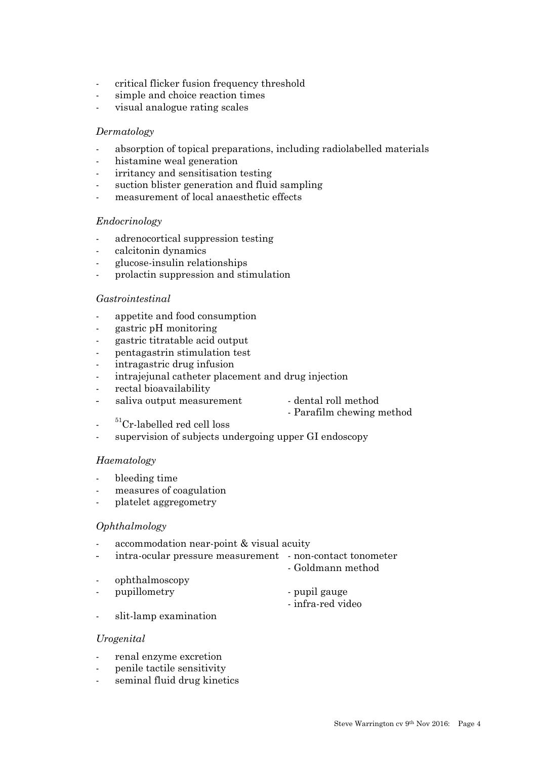- critical flicker fusion frequency threshold
- simple and choice reaction times
- visual analogue rating scales

*Dermatology*

- absorption of topical preparations, including radiolabelled materials
- histamine weal generation
- irritancy and sensitisation testing
- suction blister generation and fluid sampling
- measurement of local anaesthetic effects

*Endocrinology*

- adrenocortical suppression testing
- calcitonin dynamics
- glucose-insulin relationships
- prolactin suppression and stimulation

*Gastrointestinal*

- appetite and food consumption
- gastric pH monitoring
- gastric titratable acid output
- pentagastrin stimulation test
- intragastric drug infusion
- intrajejunal catheter placement and drug injection
- rectal bioavailability
- saliva output measurement
    - dental roll method
    - Parafilm chewing method
- $^{51}Cr$-labelled red cell loss
- supervision of subjects undergoing upper GI endoscopy

*Haematology*

- bleeding time
- measures of coagulation
- platelet aggregometry

*Ophthalmology*

- accommodation near-point & visual acuity
- intra-ocular pressure measurement
    - non-contact tonometer
    - Goldmann method
- ophthalmoscopy
- pupillometry
    - pupil gauge
    - infra-red video
- slit-lamp examination

*Urogenital*

- renal enzyme excretion
- penile tactile sensitivity
- seminal fluid drug kinetics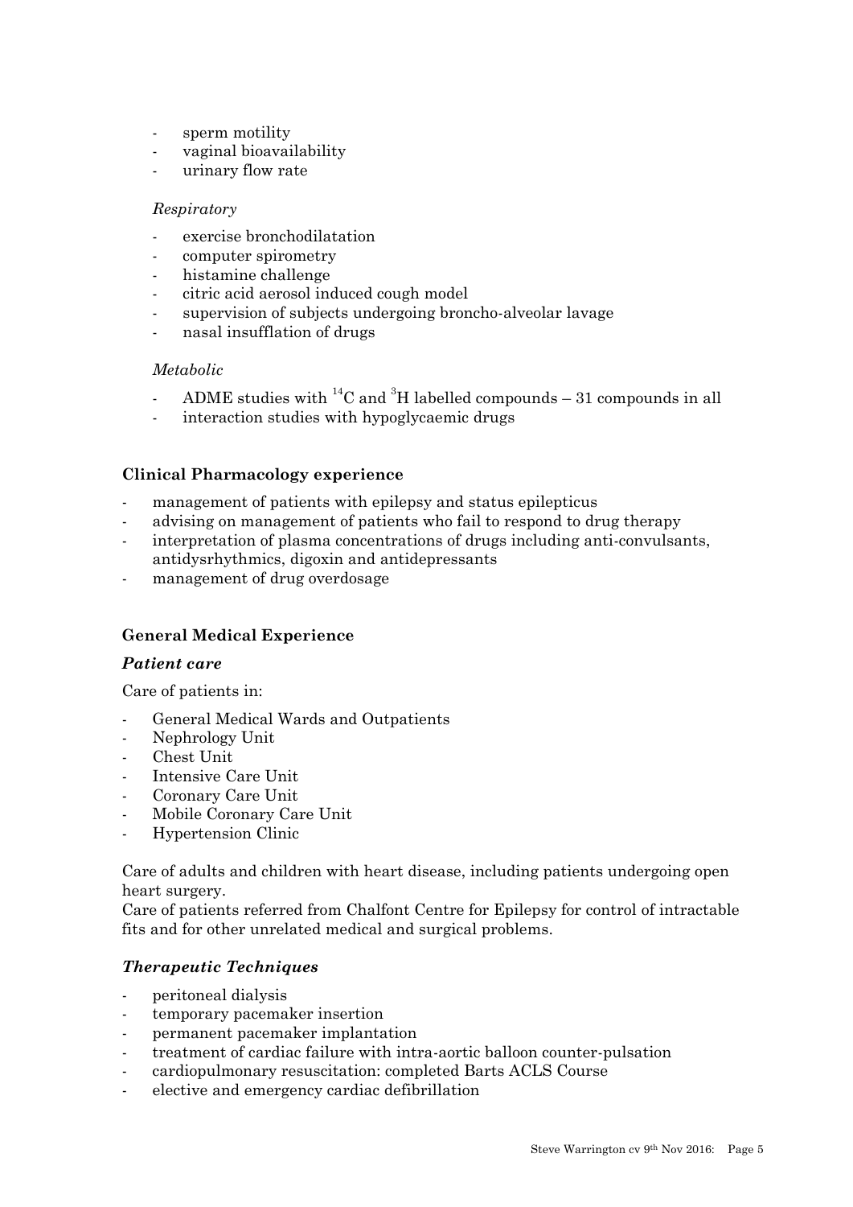- sperm motility
- vaginal bioavailability
- urinary flow rate

*Respiratory*

- exercise bronchodilatation
- computer spirometry
- histamine challenge
- citric acid aerosol induced cough model
- supervision of subjects undergoing broncho-alveolar lavage
- nasal insufflation of drugs

*Metabolic*

- ADME studies with $^{14}C$ and $^{3}H$ labelled compounds – 31 compounds in all
- interaction studies with hypoglycaemic drugs

**Clinical Pharmacology experience**

- management of patients with epilepsy and status epilepticus
- advising on management of patients who fail to respond to drug therapy
- interpretation of plasma concentrations of drugs including anti-convulsants, antidysrhythmics, digoxin and antidepressants
- management of drug overdosage

**General Medical Experience**

***Patient care***

Care of patients in:

- General Medical Wards and Outpatients
- Nephrology Unit
- Chest Unit
- Intensive Care Unit
- Coronary Care Unit
- Mobile Coronary Care Unit
- Hypertension Clinic

Care of adults and children with heart disease, including patients undergoing open heart surgery.
Care of patients referred from Chalfont Centre for Epilepsy for control of intractable fits and for other unrelated medical and surgical problems.

***Therapeutic Techniques***

- peritoneal dialysis
- temporary pacemaker insertion
- permanent pacemaker implantation
- treatment of cardiac failure with intra-aortic balloon counter-pulsation
- cardiopulmonary resuscitation: completed Barts ACLS Course
- elective and emergency cardiac defibrillation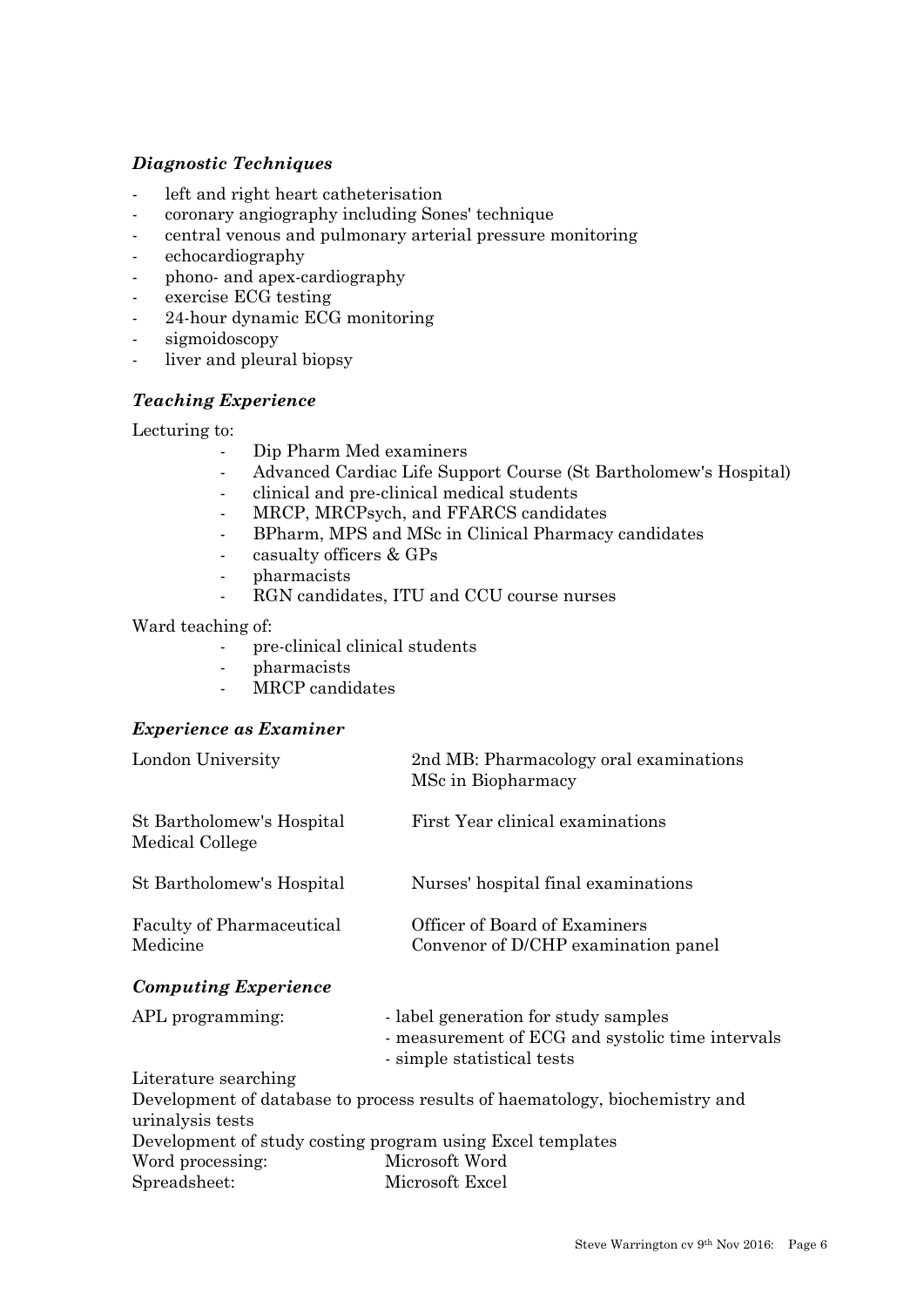### *Diagnostic Techniques*

- left and right heart catheterisation
- coronary angiography including Sones' technique
- central venous and pulmonary arterial pressure monitoring
- echocardiography
- phono- and apex-cardiography
- exercise ECG testing
- 24-hour dynamic ECG monitoring
- sigmoidoscopy
- liver and pleural biopsy

### *Teaching Experience*

Lecturing to:

- Dip Pharm Med examiners
- Advanced Cardiac Life Support Course (St Bartholomew's Hospital)
- clinical and pre-clinical medical students
- MRCP, MRCPsych, and FFARCS candidates
- BPharm, MPS and MSc in Clinical Pharmacy candidates
- casualty officers & GPs
- pharmacists
- RGN candidates, ITU and CCU course nurses

Ward teaching of:

- pre-clinical clinical students
- pharmacists
- MRCP candidates

### *Experience as Examiner*

| | |
|---|---|
| London University | 2nd MB: Pharmacology oral examinations<br>MSc in Biopharmacy |
| St Bartholomew's Hospital Medical College | First Year clinical examinations |
| St Bartholomew's Hospital | Nurses' hospital final examinations |
| Faculty of Pharmaceutical Medicine | Officer of Board of Examiners<br>Convenor of D/CHP examination panel |

### *Computing Experience*

APL programming:
- label generation for study samples
- measurement of ECG and systolic time intervals
- simple statistical tests

Literature searching

Development of database to process results of haematology, biochemistry and urinalysis tests

Development of study costing program using Excel templates

Word processing: Microsoft Word

Spreadsheet: Microsoft Excel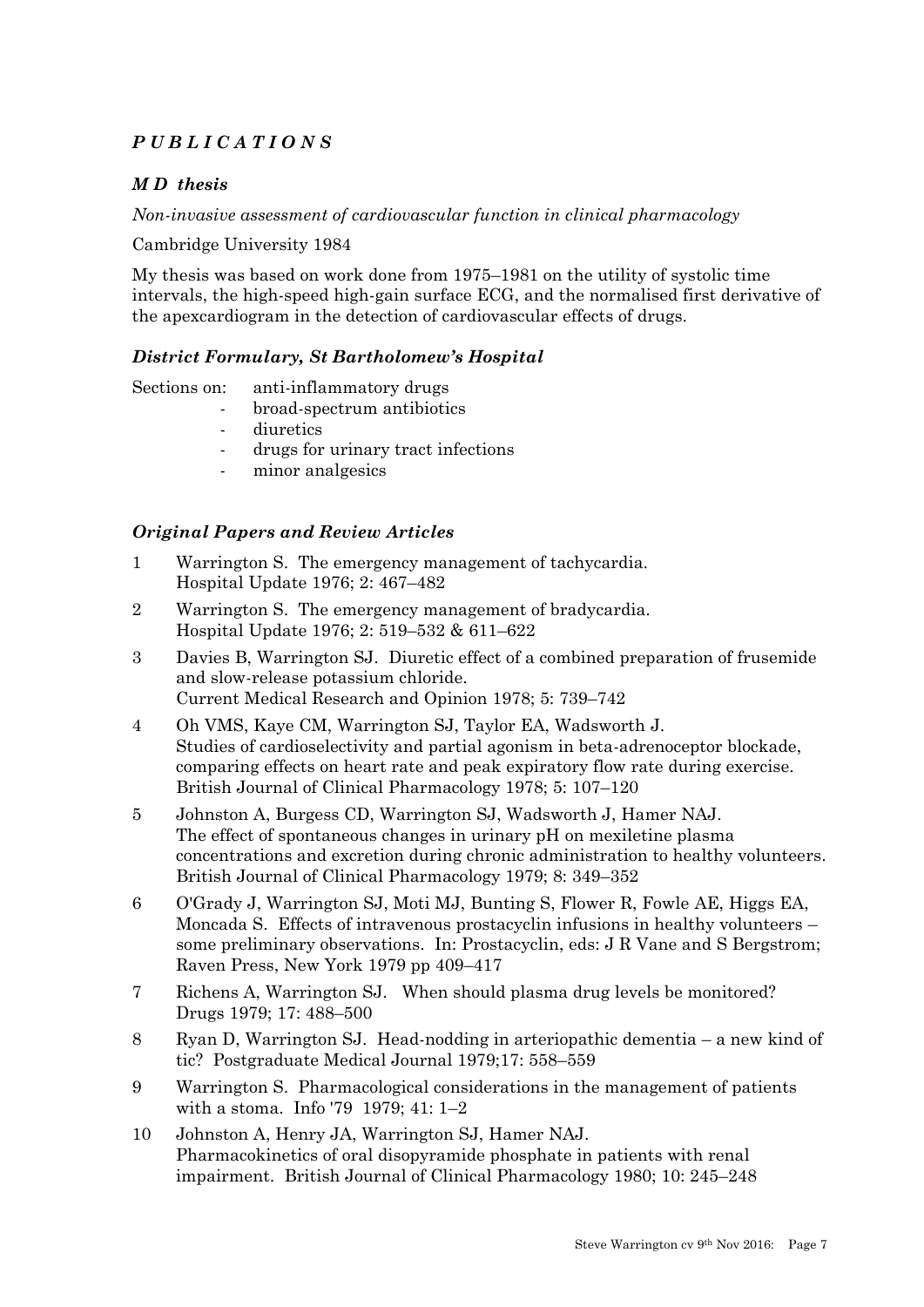## *P U B L I C A T I O N S*

### *M D thesis*

*Non-invasive assessment of cardiovascular function in clinical pharmacology*

Cambridge University 1984

My thesis was based on work done from 1975–1981 on the utility of systolic time intervals, the high-speed high-gain surface ECG, and the normalised first derivative of the apexcardiogram in the detection of cardiovascular effects of drugs.

### *District Formulary, St Bartholomew's Hospital*

Sections on: anti-inflammatory drugs

- broad-spectrum antibiotics
- diuretics
- drugs for urinary tract infections
- minor analgesics

### *Original Papers and Review Articles*

1. Warrington S. The emergency management of tachycardia. Hospital Update 1976; 2: 467–482
2. Warrington S. The emergency management of bradycardia. Hospital Update 1976; 2: 519–532 & 611–622
3. Davies B, Warrington SJ. Diuretic effect of a combined preparation of frusemide and slow-release potassium chloride. Current Medical Research and Opinion 1978; 5: 739–742
4. Oh VMS, Kaye CM, Warrington SJ, Taylor EA, Wadsworth J. Studies of cardioselectivity and partial agonism in beta-adrenoceptor blockade, comparing effects on heart rate and peak expiratory flow rate during exercise. British Journal of Clinical Pharmacology 1978; 5: 107–120
5. Johnston A, Burgess CD, Warrington SJ, Wadsworth J, Hamer NAJ. The effect of spontaneous changes in urinary pH on mexiletine plasma concentrations and excretion during chronic administration to healthy volunteers. British Journal of Clinical Pharmacology 1979; 8: 349–352
6. O'Grady J, Warrington SJ, Moti MJ, Bunting S, Flower R, Fowle AE, Higgs EA, Moncada S. Effects of intravenous prostacyclin infusions in healthy volunteers – some preliminary observations. In: Prostacyclin, eds: J R Vane and S Bergstrom; Raven Press, New York 1979 pp 409–417
7. Richens A, Warrington SJ. When should plasma drug levels be monitored? Drugs 1979; 17: 488–500
8. Ryan D, Warrington SJ. Head-nodding in arteriopathic dementia – a new kind of tic? Postgraduate Medical Journal 1979;17: 558–559
9. Warrington S. Pharmacological considerations in the management of patients with a stoma. Info '79 1979; 41: 1–2
10. Johnston A, Henry JA, Warrington SJ, Hamer NAJ. Pharmacokinetics of oral disopyramide phosphate in patients with renal impairment. British Journal of Clinical Pharmacology 1980; 10: 245–248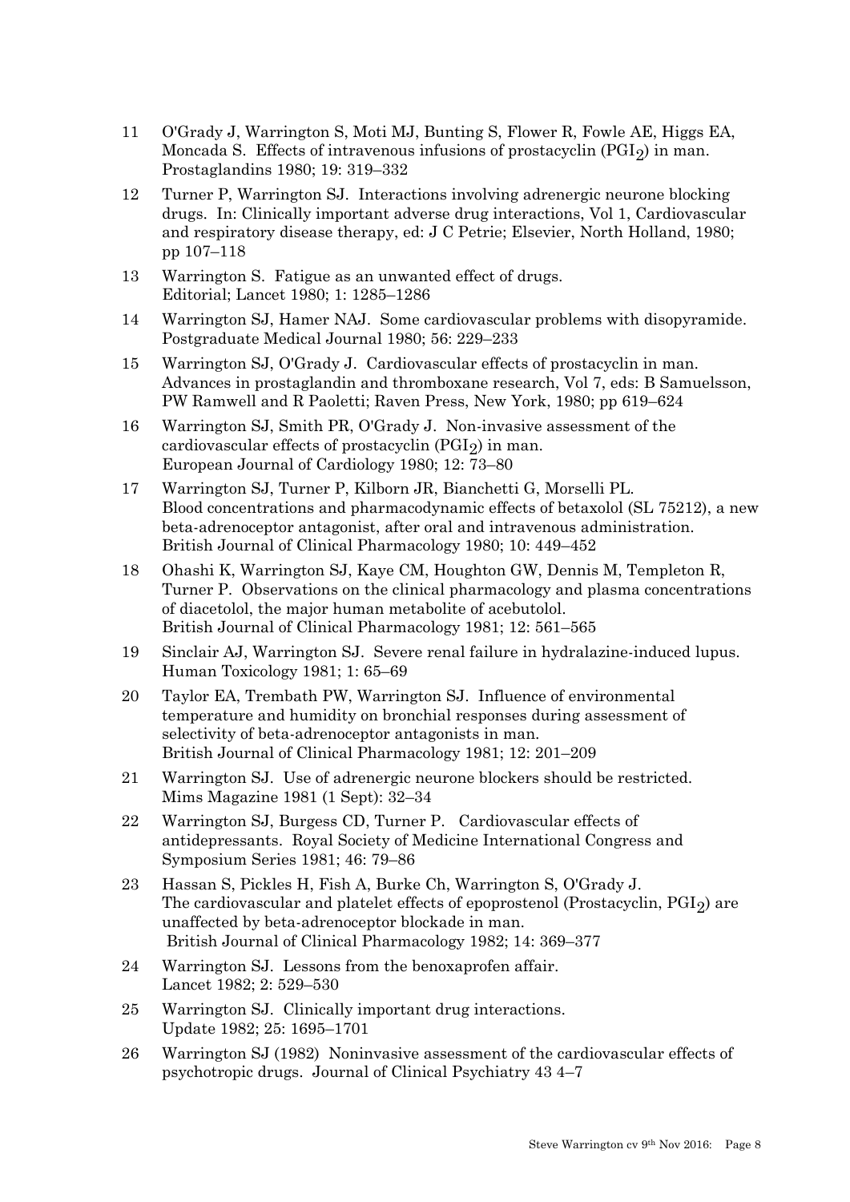11 O'Grady J, Warrington S, Moti MJ, Bunting S, Flower R, Fowle AE, Higgs EA, Moncada S. Effects of intravenous infusions of prostacyclin ($PGI_2$) in man. Prostaglandins 1980; 19: 319–332

12 Turner P, Warrington SJ. Interactions involving adrenergic neurone blocking drugs. In: Clinically important adverse drug interactions, Vol 1, Cardiovascular and respiratory disease therapy, ed: J C Petrie; Elsevier, North Holland, 1980; pp 107–118

13 Warrington S. Fatigue as an unwanted effect of drugs. Editorial; Lancet 1980; 1: 1285–1286

14 Warrington SJ, Hamer NAJ. Some cardiovascular problems with disopyramide. Postgraduate Medical Journal 1980; 56: 229–233

15 Warrington SJ, O'Grady J. Cardiovascular effects of prostacyclin in man. Advances in prostaglandin and thromboxane research, Vol 7, eds: B Samuelsson, PW Ramwell and R Paoletti; Raven Press, New York, 1980; pp 619–624

16 Warrington SJ, Smith PR, O'Grady J. Non-invasive assessment of the cardiovascular effects of prostacyclin ($PGI_2$) in man. European Journal of Cardiology 1980; 12: 73–80

17 Warrington SJ, Turner P, Kilborn JR, Bianchetti G, Morselli PL. Blood concentrations and pharmacodynamic effects of betaxolol (SL 75212), a new beta-adrenoceptor antagonist, after oral and intravenous administration. British Journal of Clinical Pharmacology 1980; 10: 449–452

18 Ohashi K, Warrington SJ, Kaye CM, Houghton GW, Dennis M, Templeton R, Turner P. Observations on the clinical pharmacology and plasma concentrations of diacetolol, the major human metabolite of acebutolol. British Journal of Clinical Pharmacology 1981; 12: 561–565

19 Sinclair AJ, Warrington SJ. Severe renal failure in hydralazine-induced lupus. Human Toxicology 1981; 1: 65–69

20 Taylor EA, Trembath PW, Warrington SJ. Influence of environmental temperature and humidity on bronchial responses during assessment of selectivity of beta-adrenoceptor antagonists in man. British Journal of Clinical Pharmacology 1981; 12: 201–209

21 Warrington SJ. Use of adrenergic neurone blockers should be restricted. Mims Magazine 1981 (1 Sept): 32–34

22 Warrington SJ, Burgess CD, Turner P. Cardiovascular effects of antidepressants. Royal Society of Medicine International Congress and Symposium Series 1981; 46: 79–86

23 Hassan S, Pickles H, Fish A, Burke Ch, Warrington S, O'Grady J. The cardiovascular and platelet effects of epoprostenol (Prostacyclin, $PGI_2$) are unaffected by beta-adrenoceptor blockade in man. British Journal of Clinical Pharmacology 1982; 14: 369–377

24 Warrington SJ. Lessons from the benoxaprofen affair. Lancet 1982; 2: 529–530

25 Warrington SJ. Clinically important drug interactions. Update 1982; 25: 1695–1701

26 Warrington SJ (1982) Noninvasive assessment of the cardiovascular effects of psychotropic drugs. Journal of Clinical Psychiatry 43 4–7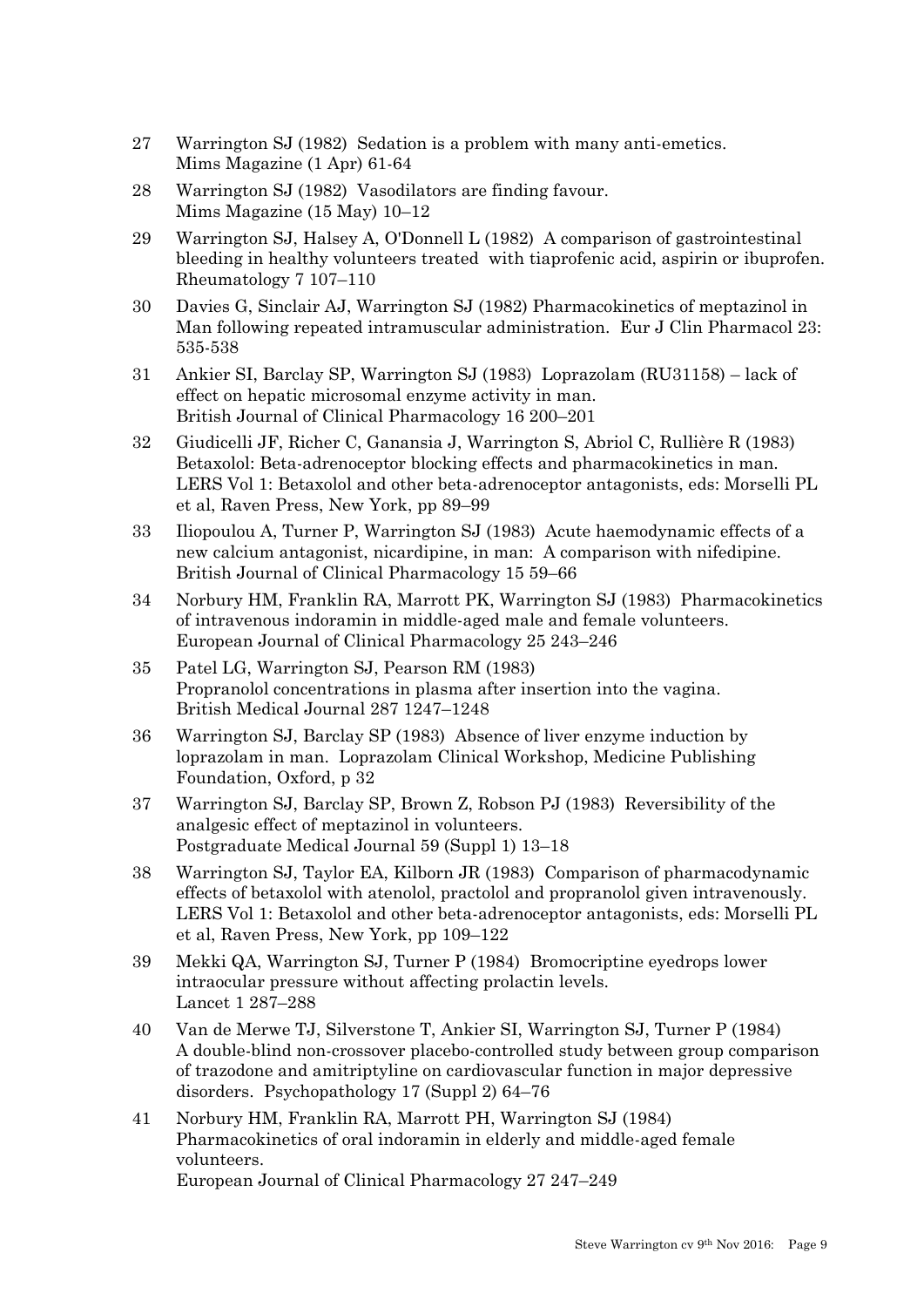27 Warrington SJ (1982) Sedation is a problem with many anti-emetics. Mims Magazine (1 Apr) 61-64

28 Warrington SJ (1982) Vasodilators are finding favour. Mims Magazine (15 May) 10–12

29 Warrington SJ, Halsey A, O'Donnell L (1982) A comparison of gastrointestinal bleeding in healthy volunteers treated with tiaprofenic acid, aspirin or ibuprofen. Rheumatology 7 107–110

30 Davies G, Sinclair AJ, Warrington SJ (1982) Pharmacokinetics of meptazinol in Man following repeated intramuscular administration. Eur J Clin Pharmacol 23: 535-538

31 Ankier SI, Barclay SP, Warrington SJ (1983) Loprazolam (RU31158) – lack of effect on hepatic microsomal enzyme activity in man. British Journal of Clinical Pharmacology 16 200–201

32 Giudicelli JF, Richer C, Ganansia J, Warrington S, Abriol C, Rullière R (1983) Betaxolol: Beta-adrenoceptor blocking effects and pharmacokinetics in man. LERS Vol 1: Betaxolol and other beta-adrenoceptor antagonists, eds: Morselli PL et al, Raven Press, New York, pp 89–99

33 Iliopoulou A, Turner P, Warrington SJ (1983) Acute haemodynamic effects of a new calcium antagonist, nicardipine, in man: A comparison with nifedipine. British Journal of Clinical Pharmacology 15 59–66

34 Norbury HM, Franklin RA, Marrott PK, Warrington SJ (1983) Pharmacokinetics of intravenous indoramin in middle-aged male and female volunteers. European Journal of Clinical Pharmacology 25 243–246

35 Patel LG, Warrington SJ, Pearson RM (1983) Propranolol concentrations in plasma after insertion into the vagina. British Medical Journal 287 1247–1248

36 Warrington SJ, Barclay SP (1983) Absence of liver enzyme induction by loprazolam in man. Loprazolam Clinical Workshop, Medicine Publishing Foundation, Oxford, p 32

37 Warrington SJ, Barclay SP, Brown Z, Robson PJ (1983) Reversibility of the analgesic effect of meptazinol in volunteers. Postgraduate Medical Journal 59 (Suppl 1) 13–18

38 Warrington SJ, Taylor EA, Kilborn JR (1983) Comparison of pharmacodynamic effects of betaxolol with atenolol, practolol and propranolol given intravenously. LERS Vol 1: Betaxolol and other beta-adrenoceptor antagonists, eds: Morselli PL et al, Raven Press, New York, pp 109–122

39 Mekki QA, Warrington SJ, Turner P (1984) Bromocriptine eyedrops lower intraocular pressure without affecting prolactin levels. Lancet 1 287–288

40 Van de Merwe TJ, Silverstone T, Ankier SI, Warrington SJ, Turner P (1984) A double-blind non-crossover placebo-controlled study between group comparison of trazodone and amitriptyline on cardiovascular function in major depressive disorders. Psychopathology 17 (Suppl 2) 64–76

41 Norbury HM, Franklin RA, Marrott PH, Warrington SJ (1984) Pharmacokinetics of oral indoramin in elderly and middle-aged female volunteers. European Journal of Clinical Pharmacology 27 247–249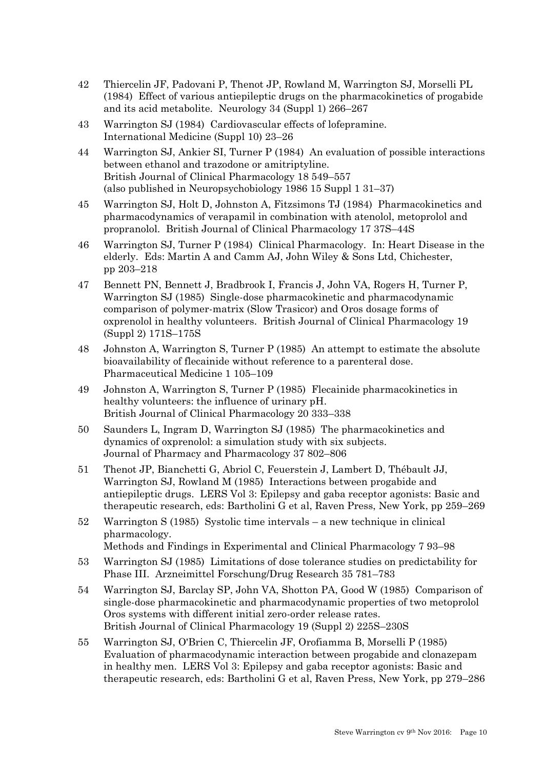42 Thiercelin JF, Padovani P, Thenot JP, Rowland M, Warrington SJ, Morselli PL (1984) Effect of various antiepileptic drugs on the pharmacokinetics of progabide and its acid metabolite. Neurology 34 (Suppl 1) 266–267

43 Warrington SJ (1984) Cardiovascular effects of lofepramine. International Medicine (Suppl 10) 23–26

44 Warrington SJ, Ankier SI, Turner P (1984) An evaluation of possible interactions between ethanol and trazodone or amitriptyline. British Journal of Clinical Pharmacology 18 549–557 (also published in Neuropsychobiology 1986 15 Suppl 1 31–37)

45 Warrington SJ, Holt D, Johnston A, Fitzsimons TJ (1984) Pharmacokinetics and pharmacodynamics of verapamil in combination with atenolol, metoprolol and propranolol. British Journal of Clinical Pharmacology 17 37S–44S

46 Warrington SJ, Turner P (1984) Clinical Pharmacology. In: Heart Disease in the elderly. Eds: Martin A and Camm AJ, John Wiley & Sons Ltd, Chichester, pp 203–218

47 Bennett PN, Bennett J, Bradbrook I, Francis J, John VA, Rogers H, Turner P, Warrington SJ (1985) Single-dose pharmacokinetic and pharmacodynamic comparison of polymer-matrix (Slow Trasicor) and Oros dosage forms of oxprenolol in healthy volunteers. British Journal of Clinical Pharmacology 19 (Suppl 2) 171S–175S

48 Johnston A, Warrington S, Turner P (1985) An attempt to estimate the absolute bioavailability of flecainide without reference to a parenteral dose. Pharmaceutical Medicine 1 105–109

49 Johnston A, Warrington S, Turner P (1985) Flecainide pharmacokinetics in healthy volunteers: the influence of urinary pH. British Journal of Clinical Pharmacology 20 333–338

50 Saunders L, Ingram D, Warrington SJ (1985) The pharmacokinetics and dynamics of oxprenolol: a simulation study with six subjects. Journal of Pharmacy and Pharmacology 37 802–806

51 Thenot JP, Bianchetti G, Abriol C, Feuerstein J, Lambert D, Thébault JJ, Warrington SJ, Rowland M (1985) Interactions between progabide and antiepileptic drugs. LERS Vol 3: Epilepsy and gaba receptor agonists: Basic and therapeutic research, eds: Bartholini G et al, Raven Press, New York, pp 259–269

52 Warrington S (1985) Systolic time intervals – a new technique in clinical pharmacology. Methods and Findings in Experimental and Clinical Pharmacology 7 93–98

53 Warrington SJ (1985) Limitations of dose tolerance studies on predictability for Phase III. Arzneimittel Forschung/Drug Research 35 781–783

54 Warrington SJ, Barclay SP, John VA, Shotton PA, Good W (1985) Comparison of single-dose pharmacokinetic and pharmacodynamic properties of two metoprolol Oros systems with different initial zero-order release rates. British Journal of Clinical Pharmacology 19 (Suppl 2) 225S–230S

55 Warrington SJ, O'Brien C, Thiercelin JF, Orofiamma B, Morselli P (1985) Evaluation of pharmacodynamic interaction between progabide and clonazepam in healthy men. LERS Vol 3: Epilepsy and gaba receptor agonists: Basic and therapeutic research, eds: Bartholini G et al, Raven Press, New York, pp 279–286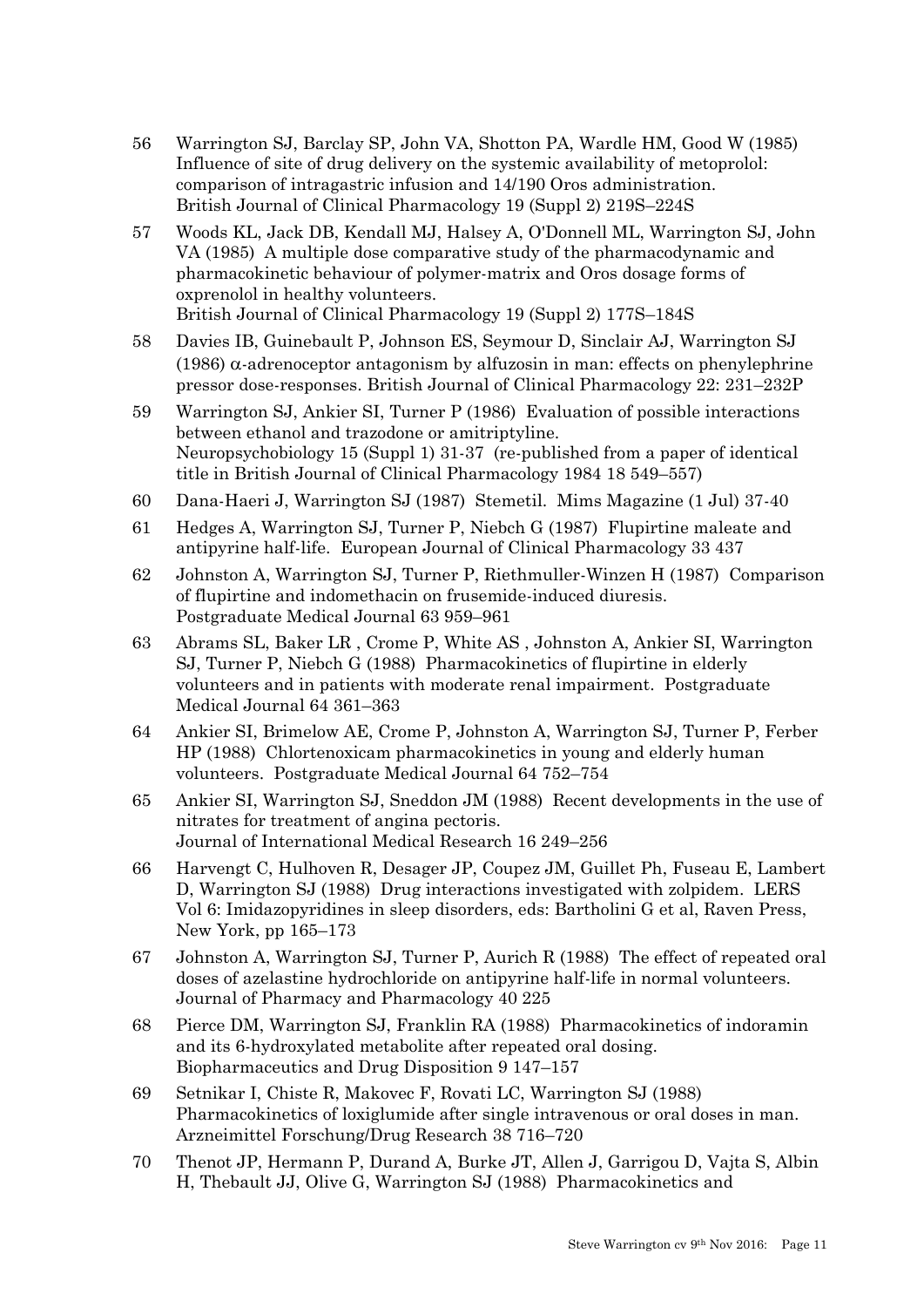56 Warrington SJ, Barclay SP, John VA, Shotton PA, Wardle HM, Good W (1985) Influence of site of drug delivery on the systemic availability of metoprolol: comparison of intragastric infusion and 14/190 Oros administration. British Journal of Clinical Pharmacology 19 (Suppl 2) 219S–224S

57 Woods KL, Jack DB, Kendall MJ, Halsey A, O'Donnell ML, Warrington SJ, John VA (1985) A multiple dose comparative study of the pharmacodynamic and pharmacokinetic behaviour of polymer-matrix and Oros dosage forms of oxprenolol in healthy volunteers. British Journal of Clinical Pharmacology 19 (Suppl 2) 177S–184S

58 Davies IB, Guinebault P, Johnson ES, Seymour D, Sinclair AJ, Warrington SJ (1986) $\alpha$-adrenoceptor antagonism by alfuzosin in man: effects on phenylephrine pressor dose-responses. British Journal of Clinical Pharmacology 22: 231–232P

59 Warrington SJ, Ankier SI, Turner P (1986) Evaluation of possible interactions between ethanol and trazodone or amitriptyline. Neuropsychobiology 15 (Suppl 1) 31-37 (re-published from a paper of identical title in British Journal of Clinical Pharmacology 1984 18 549–557)

60 Dana-Haeri J, Warrington SJ (1987) Stemetil. Mims Magazine (1 Jul) 37-40

61 Hedges A, Warrington SJ, Turner P, Niebch G (1987) Flupirtine maleate and antipyrine half-life. European Journal of Clinical Pharmacology 33 437

62 Johnston A, Warrington SJ, Turner P, Riethmuller-Winzen H (1987) Comparison of flupirtine and indomethacin on frusemide-induced diuresis. Postgraduate Medical Journal 63 959–961

63 Abrams SL, Baker LR , Crome P, White AS , Johnston A, Ankier SI, Warrington SJ, Turner P, Niebch G (1988) Pharmacokinetics of flupirtine in elderly volunteers and in patients with moderate renal impairment. Postgraduate Medical Journal 64 361–363

64 Ankier SI, Brimelow AE, Crome P, Johnston A, Warrington SJ, Turner P, Ferber HP (1988) Chlortenoxicam pharmacokinetics in young and elderly human volunteers. Postgraduate Medical Journal 64 752–754

65 Ankier SI, Warrington SJ, Sneddon JM (1988) Recent developments in the use of nitrates for treatment of angina pectoris. Journal of International Medical Research 16 249–256

66 Harvengt C, Hulhoven R, Desager JP, Coupez JM, Guillet Ph, Fuseau E, Lambert D, Warrington SJ (1988) Drug interactions investigated with zolpidem. LERS Vol 6: Imidazopyridines in sleep disorders, eds: Bartholini G et al, Raven Press, New York, pp 165–173

67 Johnston A, Warrington SJ, Turner P, Aurich R (1988) The effect of repeated oral doses of azelastine hydrochloride on antipyrine half-life in normal volunteers. Journal of Pharmacy and Pharmacology 40 225

68 Pierce DM, Warrington SJ, Franklin RA (1988) Pharmacokinetics of indoramin and its 6-hydroxylated metabolite after repeated oral dosing. Biopharmaceutics and Drug Disposition 9 147–157

69 Setnikar I, Chiste R, Makovec F, Rovati LC, Warrington SJ (1988) Pharmacokinetics of loxiglumide after single intravenous or oral doses in man. Arzneimittel Forschung/Drug Research 38 716–720

70 Thenot JP, Hermann P, Durand A, Burke JT, Allen J, Garrigou D, Vajta S, Albin H, Thebault JJ, Olive G, Warrington SJ (1988) Pharmacokinetics and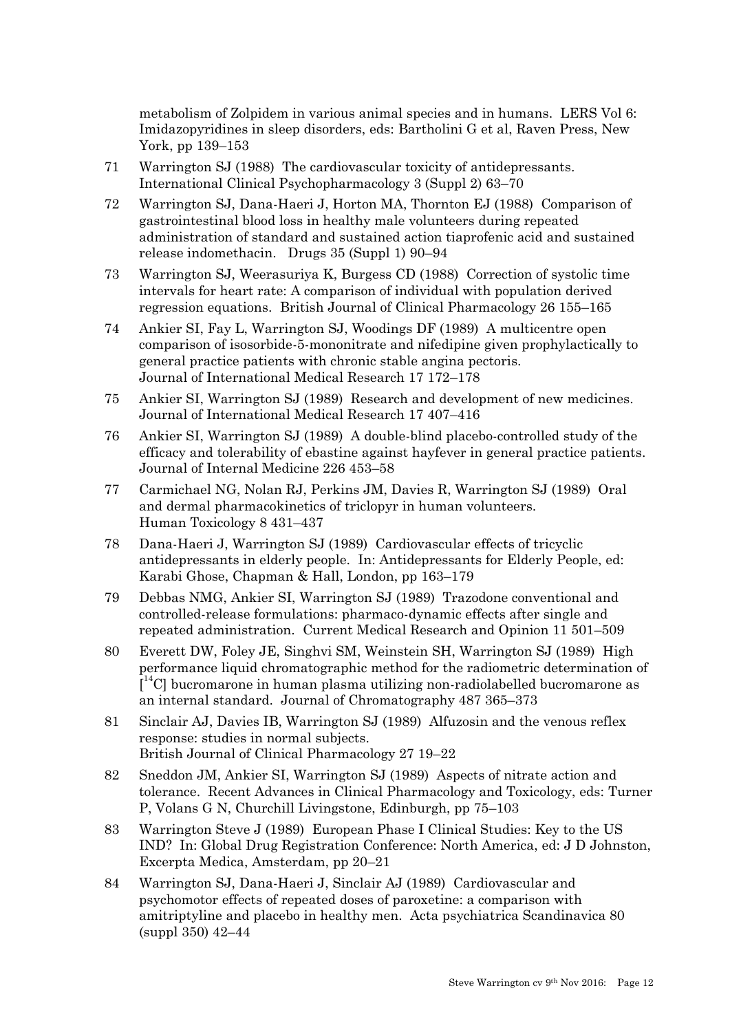metabolism of Zolpidem in various animal species and in humans. LERS Vol 6: Imidazopyridines in sleep disorders, eds: Bartholini G et al, Raven Press, New York, pp 139–153

71 Warrington SJ (1988) The cardiovascular toxicity of antidepressants. International Clinical Psychopharmacology 3 (Suppl 2) 63–70

72 Warrington SJ, Dana-Haeri J, Horton MA, Thornton EJ (1988) Comparison of gastrointestinal blood loss in healthy male volunteers during repeated administration of standard and sustained action tiaprofenic acid and sustained release indomethacin. Drugs 35 (Suppl 1) 90–94

73 Warrington SJ, Weerasuriya K, Burgess CD (1988) Correction of systolic time intervals for heart rate: A comparison of individual with population derived regression equations. British Journal of Clinical Pharmacology 26 155–165

74 Ankier SI, Fay L, Warrington SJ, Woodings DF (1989) A multicentre open comparison of isosorbide-5-mononitrate and nifedipine given prophylactically to general practice patients with chronic stable angina pectoris. Journal of International Medical Research 17 172–178

75 Ankier SI, Warrington SJ (1989) Research and development of new medicines. Journal of International Medical Research 17 407–416

76 Ankier SI, Warrington SJ (1989) A double-blind placebo-controlled study of the efficacy and tolerability of ebastine against hayfever in general practice patients. Journal of Internal Medicine 226 453–58

77 Carmichael NG, Nolan RJ, Perkins JM, Davies R, Warrington SJ (1989) Oral and dermal pharmacokinetics of triclopyr in human volunteers. Human Toxicology 8 431–437

78 Dana-Haeri J, Warrington SJ (1989) Cardiovascular effects of tricyclic antidepressants in elderly people. In: Antidepressants for Elderly People, ed: Karabi Ghose, Chapman & Hall, London, pp 163–179

79 Debbas NMG, Ankier SI, Warrington SJ (1989) Trazodone conventional and controlled-release formulations: pharmaco-dynamic effects after single and repeated administration. Current Medical Research and Opinion 11 501–509

80 Everett DW, Foley JE, Singhvi SM, Weinstein SH, Warrington SJ (1989) High performance liquid chromatographic method for the radiometric determination of $[^{14}C]$ bucromarone in human plasma utilizing non-radiolabelled bucromarone as an internal standard. Journal of Chromatography 487 365–373

81 Sinclair AJ, Davies IB, Warrington SJ (1989) Alfuzosin and the venous reflex response: studies in normal subjects. British Journal of Clinical Pharmacology 27 19–22

82 Sneddon JM, Ankier SI, Warrington SJ (1989) Aspects of nitrate action and tolerance. Recent Advances in Clinical Pharmacology and Toxicology, eds: Turner P, Volans G N, Churchill Livingstone, Edinburgh, pp 75–103

83 Warrington Steve J (1989) European Phase I Clinical Studies: Key to the US IND? In: Global Drug Registration Conference: North America, ed: J D Johnston, Excerpta Medica, Amsterdam, pp 20–21

84 Warrington SJ, Dana-Haeri J, Sinclair AJ (1989) Cardiovascular and psychomotor effects of repeated doses of paroxetine: a comparison with amitriptyline and placebo in healthy men. Acta psychiatrica Scandinavica 80 (suppl 350) 42–44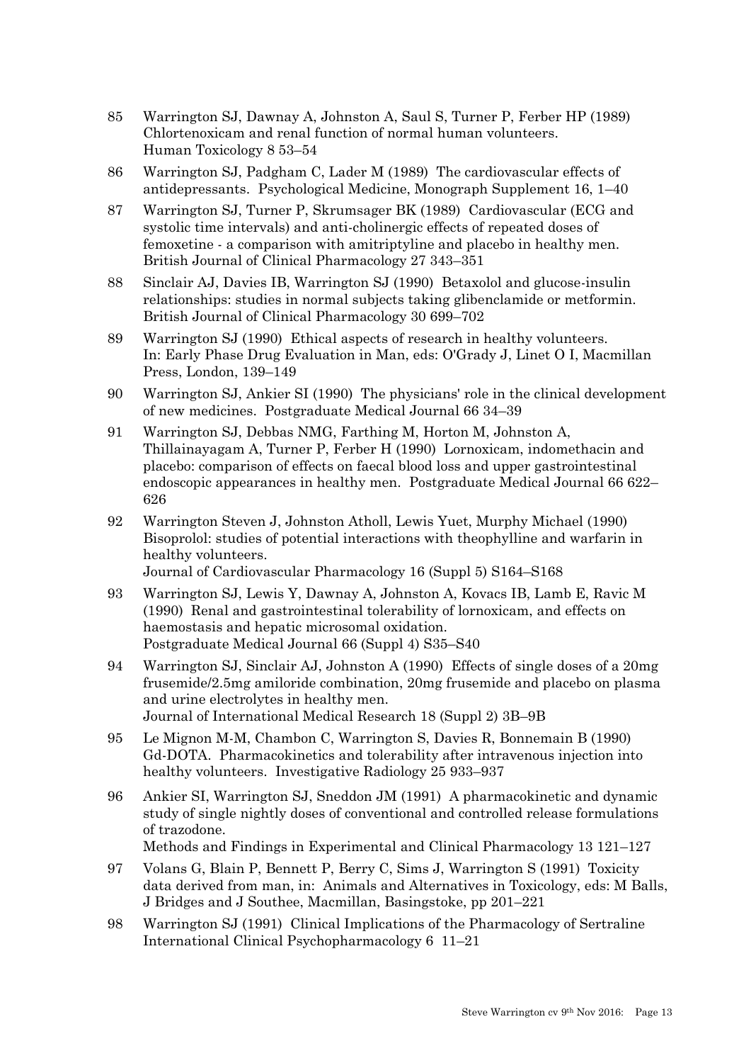85 Warrington SJ, Dawnay A, Johnston A, Saul S, Turner P, Ferber HP (1989) Chlortenoxicam and renal function of normal human volunteers. Human Toxicology 8 53–54

86 Warrington SJ, Padgham C, Lader M (1989) The cardiovascular effects of antidepressants. Psychological Medicine, Monograph Supplement 16, 1–40

87 Warrington SJ, Turner P, Skrumsager BK (1989) Cardiovascular (ECG and systolic time intervals) and anti-cholinergic effects of repeated doses of femoxetine - a comparison with amitriptyline and placebo in healthy men. British Journal of Clinical Pharmacology 27 343–351

88 Sinclair AJ, Davies IB, Warrington SJ (1990) Betaxolol and glucose-insulin relationships: studies in normal subjects taking glibenclamide or metformin. British Journal of Clinical Pharmacology 30 699–702

89 Warrington SJ (1990) Ethical aspects of research in healthy volunteers. In: Early Phase Drug Evaluation in Man, eds: O'Grady J, Linet O I, Macmillan Press, London, 139–149

90 Warrington SJ, Ankier SI (1990) The physicians' role in the clinical development of new medicines. Postgraduate Medical Journal 66 34–39

91 Warrington SJ, Debbas NMG, Farthing M, Horton M, Johnston A, Thillainayagam A, Turner P, Ferber H (1990) Lornoxicam, indomethacin and placebo: comparison of effects on faecal blood loss and upper gastrointestinal endoscopic appearances in healthy men. Postgraduate Medical Journal 66 622–626

92 Warrington Steven J, Johnston Atholl, Lewis Yuet, Murphy Michael (1990) Bisoprolol: studies of potential interactions with theophylline and warfarin in healthy volunteers. Journal of Cardiovascular Pharmacology 16 (Suppl 5) S164–S168

93 Warrington SJ, Lewis Y, Dawnay A, Johnston A, Kovacs IB, Lamb E, Ravic M (1990) Renal and gastrointestinal tolerability of lornoxicam, and effects on haemostasis and hepatic microsomal oxidation. Postgraduate Medical Journal 66 (Suppl 4) S35–S40

94 Warrington SJ, Sinclair AJ, Johnston A (1990) Effects of single doses of a 20mg frusemide/2.5mg amiloride combination, 20mg frusemide and placebo on plasma and urine electrolytes in healthy men. Journal of International Medical Research 18 (Suppl 2) 3B–9B

95 Le Mignon M-M, Chambon C, Warrington S, Davies R, Bonnemain B (1990) Gd-DOTA. Pharmacokinetics and tolerability after intravenous injection into healthy volunteers. Investigative Radiology 25 933–937

96 Ankier SI, Warrington SJ, Sneddon JM (1991) A pharmacokinetic and dynamic study of single nightly doses of conventional and controlled release formulations of trazodone. Methods and Findings in Experimental and Clinical Pharmacology 13 121–127

97 Volans G, Blain P, Bennett P, Berry C, Sims J, Warrington S (1991) Toxicity data derived from man, in: Animals and Alternatives in Toxicology, eds: M Balls, J Bridges and J Southee, Macmillan, Basingstoke, pp 201–221

98 Warrington SJ (1991) Clinical Implications of the Pharmacology of Sertraline International Clinical Psychopharmacology 6 11–21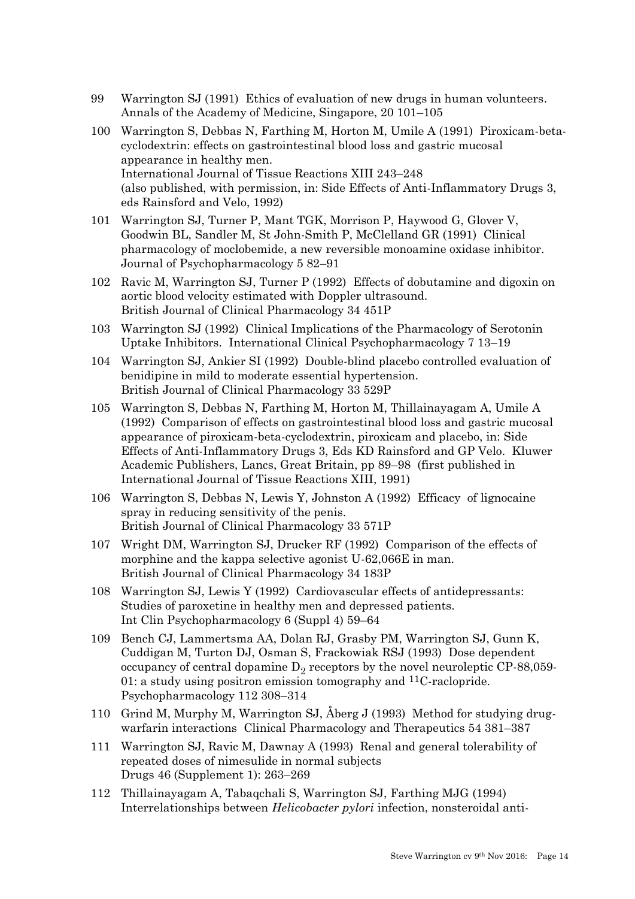99 Warrington SJ (1991) Ethics of evaluation of new drugs in human volunteers. Annals of the Academy of Medicine, Singapore, 20 101–105

100 Warrington S, Debbas N, Farthing M, Horton M, Umile A (1991) Piroxicam-beta-cyclodextrin: effects on gastrointestinal blood loss and gastric mucosal appearance in healthy men.
International Journal of Tissue Reactions XIII 243–248
(also published, with permission, in: Side Effects of Anti-Inflammatory Drugs 3, eds Rainsford and Velo, 1992)

101 Warrington SJ, Turner P, Mant TGK, Morrison P, Haywood G, Glover V, Goodwin BL, Sandler M, St John-Smith P, McClelland GR (1991) Clinical pharmacology of moclobemide, a new reversible monoamine oxidase inhibitor. Journal of Psychopharmacology 5 82–91

102 Ravic M, Warrington SJ, Turner P (1992) Effects of dobutamine and digoxin on aortic blood velocity estimated with Doppler ultrasound.
British Journal of Clinical Pharmacology 34 451P

103 Warrington SJ (1992) Clinical Implications of the Pharmacology of Serotonin Uptake Inhibitors. International Clinical Psychopharmacology 7 13–19

104 Warrington SJ, Ankier SI (1992) Double-blind placebo controlled evaluation of benidipine in mild to moderate essential hypertension.
British Journal of Clinical Pharmacology 33 529P

105 Warrington S, Debbas N, Farthing M, Horton M, Thillainayagam A, Umile A (1992) Comparison of effects on gastrointestinal blood loss and gastric mucosal appearance of piroxicam-beta-cyclodextrin, piroxicam and placebo, in: Side Effects of Anti-Inflammatory Drugs 3, Eds KD Rainsford and GP Velo. Kluwer Academic Publishers, Lancs, Great Britain, pp 89–98 (first published in International Journal of Tissue Reactions XIII, 1991)

106 Warrington S, Debbas N, Lewis Y, Johnston A (1992) Efficacy of lignocaine spray in reducing sensitivity of the penis.
British Journal of Clinical Pharmacology 33 571P

107 Wright DM, Warrington SJ, Drucker RF (1992) Comparison of the effects of morphine and the kappa selective agonist U-62,066E in man.
British Journal of Clinical Pharmacology 34 183P

108 Warrington SJ, Lewis Y (1992) Cardiovascular effects of antidepressants: Studies of paroxetine in healthy men and depressed patients.
Int Clin Psychopharmacology 6 (Suppl 4) 59–64

109 Bench CJ, Lammertsma AA, Dolan RJ, Grasby PM, Warrington SJ, Gunn K, Cuddigan M, Turton DJ, Osman S, Frackowiak RSJ (1993) Dose dependent occupancy of central dopamine $D_2$ receptors by the novel neuroleptic CP-88,059-01: a study using positron emission tomography and $^{11}$C-raclopride.
Psychopharmacology 112 308–314

110 Grind M, Murphy M, Warrington SJ, Åberg J (1993) Method for studying drug-warfarin interactions Clinical Pharmacology and Therapeutics 54 381–387

111 Warrington SJ, Ravic M, Dawnay A (1993) Renal and general tolerability of repeated doses of nimesulide in normal subjects
Drugs 46 (Supplement 1): 263–269

112 Thillainayagam A, Tabaqchali S, Warrington SJ, Farthing MJG (1994) Interrelationships between *Helicobacter pylori* infection, nonsteroidal anti-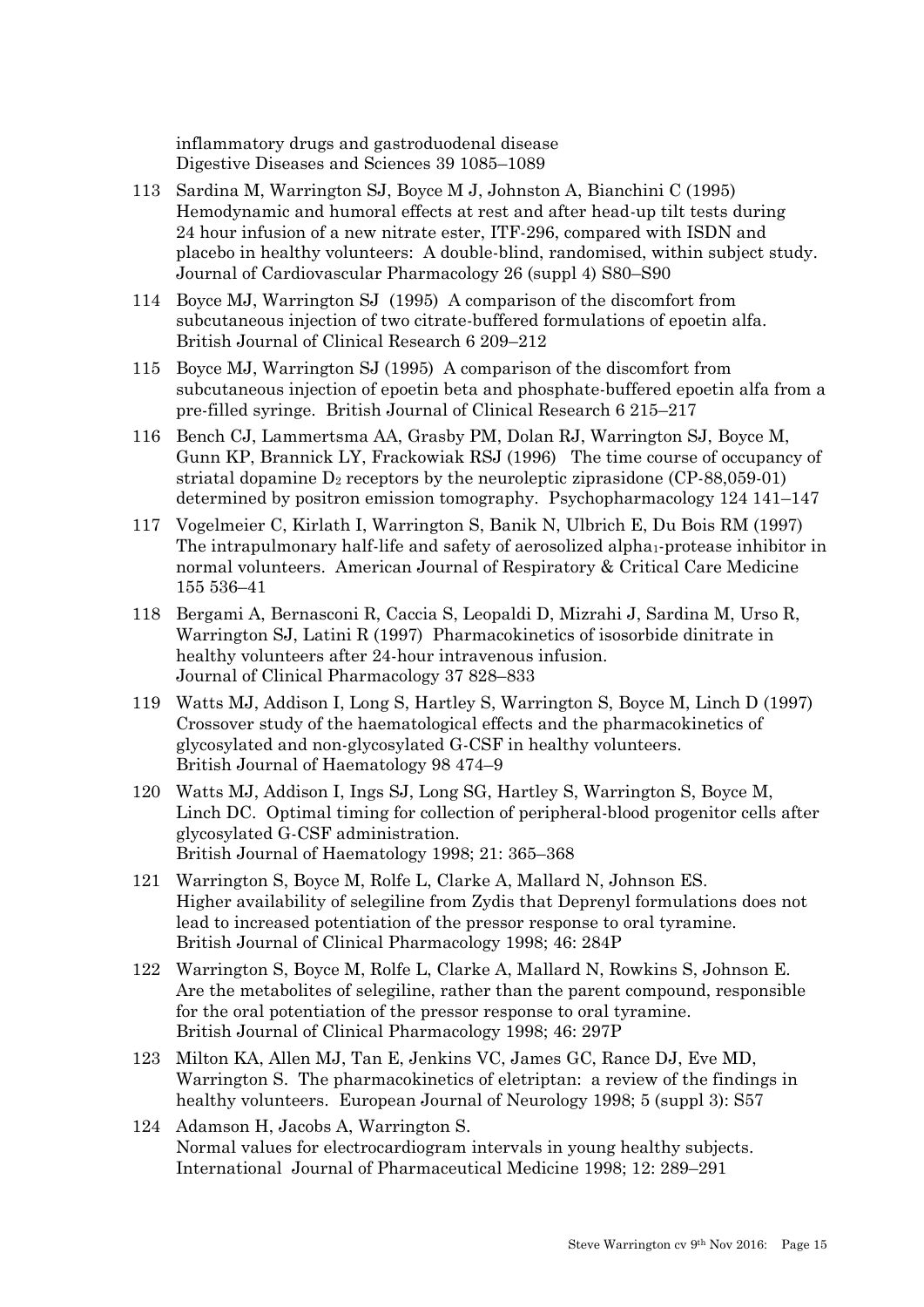inflammatory drugs and gastroduodenal disease
Digestive Diseases and Sciences 39 1085–1089

113 Sardina M, Warrington SJ, Boyce M J, Johnston A, Bianchini C (1995) Hemodynamic and humoral effects at rest and after head-up tilt tests during 24 hour infusion of a new nitrate ester, ITF-296, compared with ISDN and placebo in healthy volunteers: A double-blind, randomised, within subject study. Journal of Cardiovascular Pharmacology 26 (suppl 4) S80–S90

114 Boyce MJ, Warrington SJ (1995) A comparison of the discomfort from subcutaneous injection of two citrate-buffered formulations of epoetin alfa. British Journal of Clinical Research 6 209–212

115 Boyce MJ, Warrington SJ (1995) A comparison of the discomfort from subcutaneous injection of epoetin beta and phosphate-buffered epoetin alfa from a pre-filled syringe. British Journal of Clinical Research 6 215–217

116 Bench CJ, Lammertsma AA, Grasby PM, Dolan RJ, Warrington SJ, Boyce M, Gunn KP, Brannick LY, Frackowiak RSJ (1996) The time course of occupancy of striatal dopamine $D_2$ receptors by the neuroleptic ziprasidone (CP-88,059-01) determined by positron emission tomography. Psychopharmacology 124 141–147

117 Vogelmeier C, Kirlath I, Warrington S, Banik N, Ulbrich E, Du Bois RM (1997) The intrapulmonary half-life and safety of aerosolized $alpha_1$-protease inhibitor in normal volunteers. American Journal of Respiratory & Critical Care Medicine 155 536–41

118 Bergami A, Bernasconi R, Caccia S, Leopaldi D, Mizrahi J, Sardina M, Urso R, Warrington SJ, Latini R (1997) Pharmacokinetics of isosorbide dinitrate in healthy volunteers after 24-hour intravenous infusion. Journal of Clinical Pharmacology 37 828–833

119 Watts MJ, Addison I, Long S, Hartley S, Warrington S, Boyce M, Linch D (1997) Crossover study of the haematological effects and the pharmacokinetics of glycosylated and non-glycosylated G-CSF in healthy volunteers. British Journal of Haematology 98 474–9

120 Watts MJ, Addison I, Ings SJ, Long SG, Hartley S, Warrington S, Boyce M, Linch DC. Optimal timing for collection of peripheral-blood progenitor cells after glycosylated G-CSF administration. British Journal of Haematology 1998; 21: 365–368

121 Warrington S, Boyce M, Rolfe L, Clarke A, Mallard N, Johnson ES. Higher availability of selegiline from Zydis that Deprenyl formulations does not lead to increased potentiation of the pressor response to oral tyramine. British Journal of Clinical Pharmacology 1998; 46: 284P

122 Warrington S, Boyce M, Rolfe L, Clarke A, Mallard N, Rowkins S, Johnson E. Are the metabolites of selegiline, rather than the parent compound, responsible for the oral potentiation of the pressor response to oral tyramine. British Journal of Clinical Pharmacology 1998; 46: 297P

123 Milton KA, Allen MJ, Tan E, Jenkins VC, James GC, Rance DJ, Eve MD, Warrington S. The pharmacokinetics of eletriptan: a review of the findings in healthy volunteers. European Journal of Neurology 1998; 5 (suppl 3): S57

124 Adamson H, Jacobs A, Warrington S. Normal values for electrocardiogram intervals in young healthy subjects. International Journal of Pharmaceutical Medicine 1998; 12: 289–291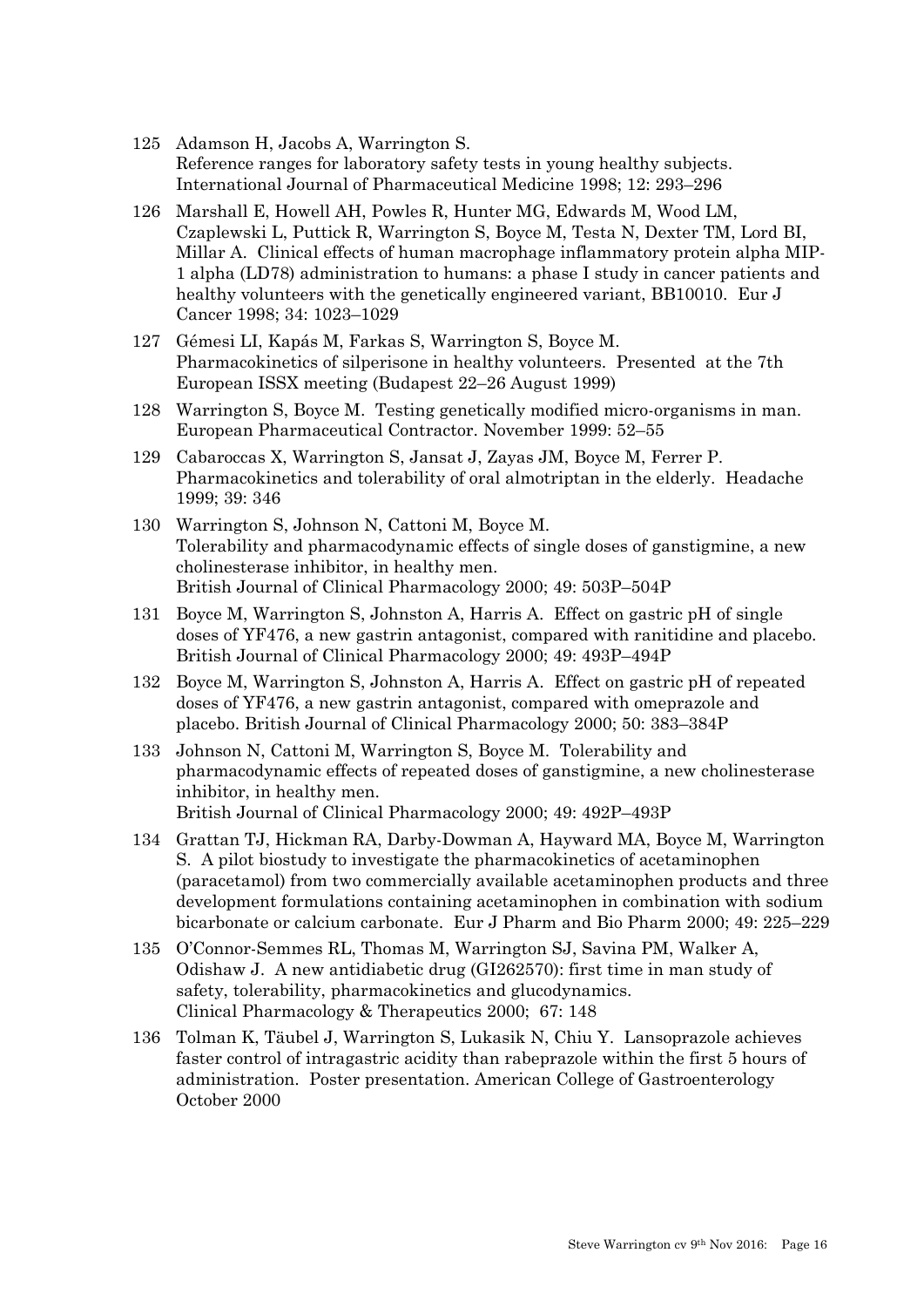125 Adamson H, Jacobs A, Warrington S.
Reference ranges for laboratory safety tests in young healthy subjects. International Journal of Pharmaceutical Medicine 1998; 12: 293–296

126 Marshall E, Howell AH, Powles R, Hunter MG, Edwards M, Wood LM, Czaplewski L, Puttick R, Warrington S, Boyce M, Testa N, Dexter TM, Lord BI, Millar A. Clinical effects of human macrophage inflammatory protein alpha MIP-1 alpha (LD78) administration to humans: a phase I study in cancer patients and healthy volunteers with the genetically engineered variant, BB10010. Eur J Cancer 1998; 34: 1023–1029

127 Gémesi LI, Kapás M, Farkas S, Warrington S, Boyce M.
Pharmacokinetics of silperisone in healthy volunteers. Presented at the 7th European ISSX meeting (Budapest 22–26 August 1999)

128 Warrington S, Boyce M. Testing genetically modified micro-organisms in man. European Pharmaceutical Contractor. November 1999: 52–55

129 Cabaroccas X, Warrington S, Jansat J, Zayas JM, Boyce M, Ferrer P. Pharmacokinetics and tolerability of oral almotriptan in the elderly. Headache 1999; 39: 346

130 Warrington S, Johnson N, Cattoni M, Boyce M.
Tolerability and pharmacodynamic effects of single doses of ganstigmine, a new cholinesterase inhibitor, in healthy men.
British Journal of Clinical Pharmacology 2000; 49: 503P–504P

131 Boyce M, Warrington S, Johnston A, Harris A. Effect on gastric pH of single doses of YF476, a new gastrin antagonist, compared with ranitidine and placebo. British Journal of Clinical Pharmacology 2000; 49: 493P–494P

132 Boyce M, Warrington S, Johnston A, Harris A. Effect on gastric pH of repeated doses of YF476, a new gastrin antagonist, compared with omeprazole and placebo. British Journal of Clinical Pharmacology 2000; 50: 383–384P

133 Johnson N, Cattoni M, Warrington S, Boyce M. Tolerability and pharmacodynamic effects of repeated doses of ganstigmine, a new cholinesterase inhibitor, in healthy men.
British Journal of Clinical Pharmacology 2000; 49: 492P–493P

134 Grattan TJ, Hickman RA, Darby-Dowman A, Hayward MA, Boyce M, Warrington S. A pilot biostudy to investigate the pharmacokinetics of acetaminophen (paracetamol) from two commercially available acetaminophen products and three development formulations containing acetaminophen in combination with sodium bicarbonate or calcium carbonate. Eur J Pharm and Bio Pharm 2000; 49: 225–229

135 O'Connor-Semmes RL, Thomas M, Warrington SJ, Savina PM, Walker A, Odishaw J. A new antidiabetic drug (GI262570): first time in man study of safety, tolerability, pharmacokinetics and glucodynamics.
Clinical Pharmacology & Therapeutics 2000; 67: 148

136 Tolman K, Täubel J, Warrington S, Lukasik N, Chiu Y. Lansoprazole achieves faster control of intragastric acidity than rabeprazole within the first 5 hours of administration. Poster presentation. American College of Gastroenterology October 2000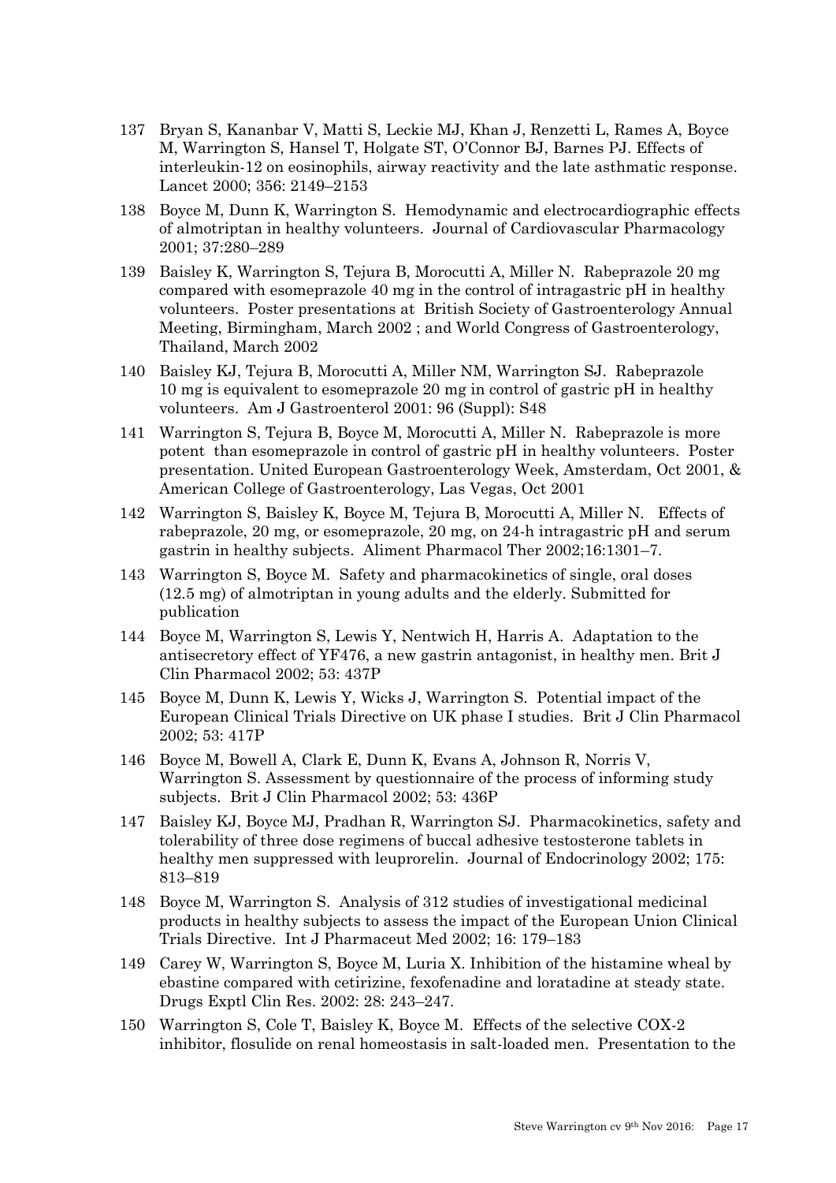137 Bryan S, Kananbar V, Matti S, Leckie MJ, Khan J, Renzetti L, Rames A, Boyce M, Warrington S, Hansel T, Holgate ST, O'Connor BJ, Barnes PJ. Effects of interleukin-12 on eosinophils, airway reactivity and the late asthmatic response. Lancet 2000; 356: 2149–2153

138 Boyce M, Dunn K, Warrington S. Hemodynamic and electrocardiographic effects of almotriptan in healthy volunteers. Journal of Cardiovascular Pharmacology 2001; 37:280–289

139 Baisley K, Warrington S, Tejura B, Morocutti A, Miller N. Rabeprazole 20 mg compared with esomeprazole 40 mg in the control of intragastric pH in healthy volunteers. Poster presentations at British Society of Gastroenterology Annual Meeting, Birmingham, March 2002 ; and World Congress of Gastroenterology, Thailand, March 2002

140 Baisley KJ, Tejura B, Morocutti A, Miller NM, Warrington SJ. Rabeprazole 10 mg is equivalent to esomeprazole 20 mg in control of gastric pH in healthy volunteers. Am J Gastroenterol 2001: 96 (Suppl): S48

141 Warrington S, Tejura B, Boyce M, Morocutti A, Miller N. Rabeprazole is more potent than esomeprazole in control of gastric pH in healthy volunteers. Poster presentation. United European Gastroenterology Week, Amsterdam, Oct 2001, & American College of Gastroenterology, Las Vegas, Oct 2001

142 Warrington S, Baisley K, Boyce M, Tejura B, Morocutti A, Miller N. Effects of rabeprazole, 20 mg, or esomeprazole, 20 mg, on 24-h intragastric pH and serum gastrin in healthy subjects. Aliment Pharmacol Ther 2002;16:1301–7.

143 Warrington S, Boyce M. Safety and pharmacokinetics of single, oral doses (12.5 mg) of almotriptan in young adults and the elderly. Submitted for publication

144 Boyce M, Warrington S, Lewis Y, Nentwich H, Harris A. Adaptation to the antisecretory effect of YF476, a new gastrin antagonist, in healthy men. Brit J Clin Pharmacol 2002; 53: 437P

145 Boyce M, Dunn K, Lewis Y, Wicks J, Warrington S. Potential impact of the European Clinical Trials Directive on UK phase I studies. Brit J Clin Pharmacol 2002; 53: 417P

146 Boyce M, Bowell A, Clark E, Dunn K, Evans A, Johnson R, Norris V, Warrington S. Assessment by questionnaire of the process of informing study subjects. Brit J Clin Pharmacol 2002; 53: 436P

147 Baisley KJ, Boyce MJ, Pradhan R, Warrington SJ. Pharmacokinetics, safety and tolerability of three dose regimens of buccal adhesive testosterone tablets in healthy men suppressed with leuprorelin. Journal of Endocrinology 2002; 175: 813–819

148 Boyce M, Warrington S. Analysis of 312 studies of investigational medicinal products in healthy subjects to assess the impact of the European Union Clinical Trials Directive. Int J Pharmaceut Med 2002; 16: 179–183

149 Carey W, Warrington S, Boyce M, Luria X. Inhibition of the histamine wheal by ebastine compared with cetirizine, fexofenadine and loratadine at steady state. Drugs Exptl Clin Res. 2002: 28: 243–247.

150 Warrington S, Cole T, Baisley K, Boyce M. Effects of the selective COX-2 inhibitor, flosulide on renal homeostasis in salt-loaded men. Presentation to the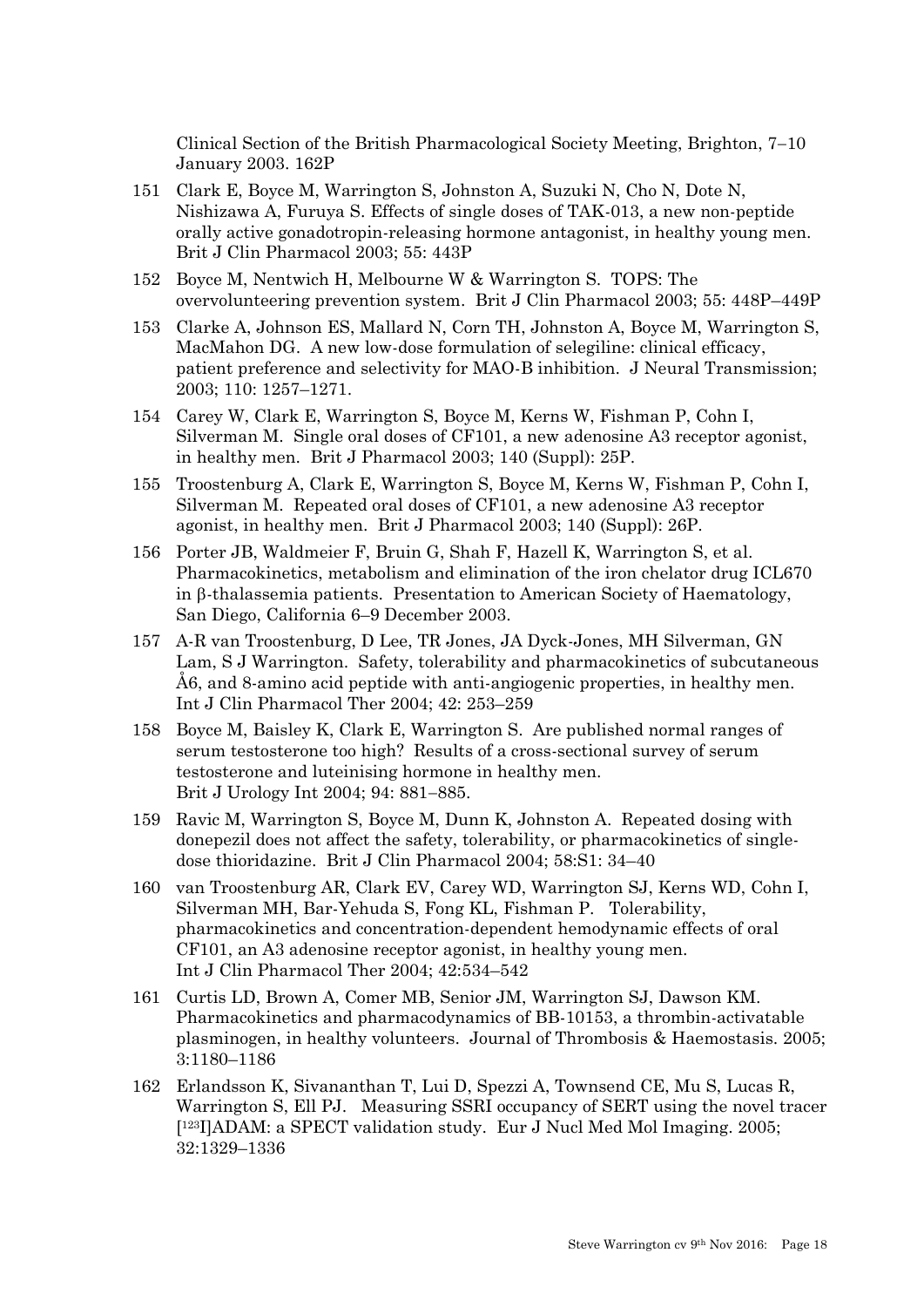Clinical Section of the British Pharmacological Society Meeting, Brighton, 7–10 January 2003. 162P

151 Clark E, Boyce M, Warrington S, Johnston A, Suzuki N, Cho N, Dote N, Nishizawa A, Furuya S. Effects of single doses of TAK-013, a new non-peptide orally active gonadotropin-releasing hormone antagonist, in healthy young men. Brit J Clin Pharmacol 2003; 55: 443P

152 Boyce M, Nentwich H, Melbourne W & Warrington S. TOPS: The overvolunteering prevention system. Brit J Clin Pharmacol 2003; 55: 448P–449P

153 Clarke A, Johnson ES, Mallard N, Corn TH, Johnston A, Boyce M, Warrington S, MacMahon DG. A new low-dose formulation of selegiline: clinical efficacy, patient preference and selectivity for MAO-B inhibition. J Neural Transmission; 2003; 110: 1257–1271.

154 Carey W, Clark E, Warrington S, Boyce M, Kerns W, Fishman P, Cohn I, Silverman M. Single oral doses of CF101, a new adenosine A3 receptor agonist, in healthy men. Brit J Pharmacol 2003; 140 (Suppl): 25P.

155 Troostenburg A, Clark E, Warrington S, Boyce M, Kerns W, Fishman P, Cohn I, Silverman M. Repeated oral doses of CF101, a new adenosine A3 receptor agonist, in healthy men. Brit J Pharmacol 2003; 140 (Suppl): 26P.

156 Porter JB, Waldmeier F, Bruin G, Shah F, Hazell K, Warrington S, et al. Pharmacokinetics, metabolism and elimination of the iron chelator drug ICL670 in β-thalassemia patients. Presentation to American Society of Haematology, San Diego, California 6–9 December 2003.

157 A-R van Troostenburg, D Lee, TR Jones, JA Dyck-Jones, MH Silverman, GN Lam, S J Warrington. Safety, tolerability and pharmacokinetics of subcutaneous Å6, and 8-amino acid peptide with anti-angiogenic properties, in healthy men. Int J Clin Pharmacol Ther 2004; 42: 253–259

158 Boyce M, Baisley K, Clark E, Warrington S. Are published normal ranges of serum testosterone too high? Results of a cross-sectional survey of serum testosterone and luteinising hormone in healthy men. Brit J Urology Int 2004; 94: 881–885.

159 Ravic M, Warrington S, Boyce M, Dunn K, Johnston A. Repeated dosing with donepezil does not affect the safety, tolerability, or pharmacokinetics of single-dose thioridazine. Brit J Clin Pharmacol 2004; 58:S1: 34–40

160 van Troostenburg AR, Clark EV, Carey WD, Warrington SJ, Kerns WD, Cohn I, Silverman MH, Bar-Yehuda S, Fong KL, Fishman P. Tolerability, pharmacokinetics and concentration-dependent hemodynamic effects of oral CF101, an A3 adenosine receptor agonist, in healthy young men. Int J Clin Pharmacol Ther 2004; 42:534–542

161 Curtis LD, Brown A, Comer MB, Senior JM, Warrington SJ, Dawson KM. Pharmacokinetics and pharmacodynamics of BB-10153, a thrombin-activatable plasminogen, in healthy volunteers. Journal of Thrombosis & Haemostasis. 2005; 3:1180–1186

162 Erlandsson K, Sivananthan T, Lui D, Spezzi A, Townsend CE, Mu S, Lucas R, Warrington S, Ell PJ. Measuring SSRI occupancy of SERT using the novel tracer [$^{123}$I]ADAM: a SPECT validation study. Eur J Nucl Med Mol Imaging. 2005; 32:1329–1336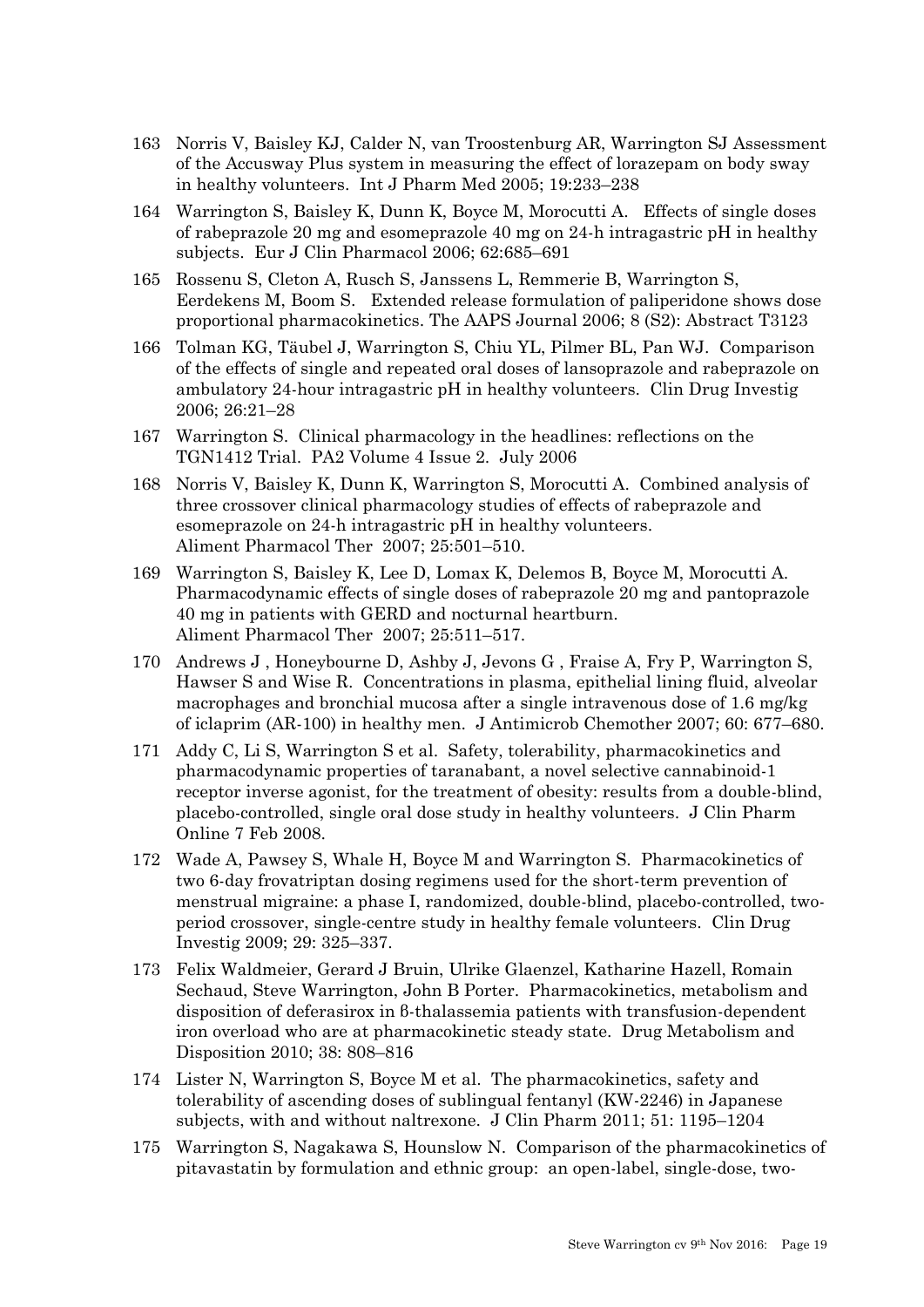163 Norris V, Baisley KJ, Calder N, van Troostenburg AR, Warrington SJ Assessment of the Accusway Plus system in measuring the effect of lorazepam on body sway in healthy volunteers. Int J Pharm Med 2005; 19:233–238

164 Warrington S, Baisley K, Dunn K, Boyce M, Morocutti A. Effects of single doses of rabeprazole 20 mg and esomeprazole 40 mg on 24-h intragastric pH in healthy subjects. Eur J Clin Pharmacol 2006; 62:685–691

165 Rossenu S, Cleton A, Rusch S, Janssens L, Remmerie B, Warrington S, Eerdekens M, Boom S. Extended release formulation of paliperidone shows dose proportional pharmacokinetics. The AAPS Journal 2006; 8 (S2): Abstract T3123

166 Tolman KG, Täubel J, Warrington S, Chiu YL, Pilmer BL, Pan WJ. Comparison of the effects of single and repeated oral doses of lansoprazole and rabeprazole on ambulatory 24-hour intragastric pH in healthy volunteers. Clin Drug Investig 2006; 26:21–28

167 Warrington S. Clinical pharmacology in the headlines: reflections on the TGN1412 Trial. PA2 Volume 4 Issue 2. July 2006

168 Norris V, Baisley K, Dunn K, Warrington S, Morocutti A. Combined analysis of three crossover clinical pharmacology studies of effects of rabeprazole and esomeprazole on 24-h intragastric pH in healthy volunteers. Aliment Pharmacol Ther 2007; 25:501–510.

169 Warrington S, Baisley K, Lee D, Lomax K, Delemos B, Boyce M, Morocutti A. Pharmacodynamic effects of single doses of rabeprazole 20 mg and pantoprazole 40 mg in patients with GERD and nocturnal heartburn. Aliment Pharmacol Ther 2007; 25:511–517.

170 Andrews J , Honeybourne D, Ashby J, Jevons G , Fraise A, Fry P, Warrington S, Hawser S and Wise R. Concentrations in plasma, epithelial lining fluid, alveolar macrophages and bronchial mucosa after a single intravenous dose of 1.6 mg/kg of iclaprim (AR-100) in healthy men. J Antimicrob Chemother 2007; 60: 677–680.

171 Addy C, Li S, Warrington S et al. Safety, tolerability, pharmacokinetics and pharmacodynamic properties of taranabant, a novel selective cannabinoid-1 receptor inverse agonist, for the treatment of obesity: results from a double-blind, placebo-controlled, single oral dose study in healthy volunteers. J Clin Pharm Online 7 Feb 2008.

172 Wade A, Pawsey S, Whale H, Boyce M and Warrington S. Pharmacokinetics of two 6-day frovatriptan dosing regimens used for the short-term prevention of menstrual migraine: a phase I, randomized, double-blind, placebo-controlled, two-period crossover, single-centre study in healthy female volunteers. Clin Drug Investig 2009; 29: 325–337.

173 Felix Waldmeier, Gerard J Bruin, Ulrike Glaenzel, Katharine Hazell, Romain Sechaud, Steve Warrington, John B Porter. Pharmacokinetics, metabolism and disposition of deferasirox in β-thalassemia patients with transfusion-dependent iron overload who are at pharmacokinetic steady state. Drug Metabolism and Disposition 2010; 38: 808–816

174 Lister N, Warrington S, Boyce M et al. The pharmacokinetics, safety and tolerability of ascending doses of sublingual fentanyl (KW-2246) in Japanese subjects, with and without naltrexone. J Clin Pharm 2011; 51: 1195–1204

175 Warrington S, Nagakawa S, Hounslow N. Comparison of the pharmacokinetics of pitavastatin by formulation and ethnic group: an open-label, single-dose, two-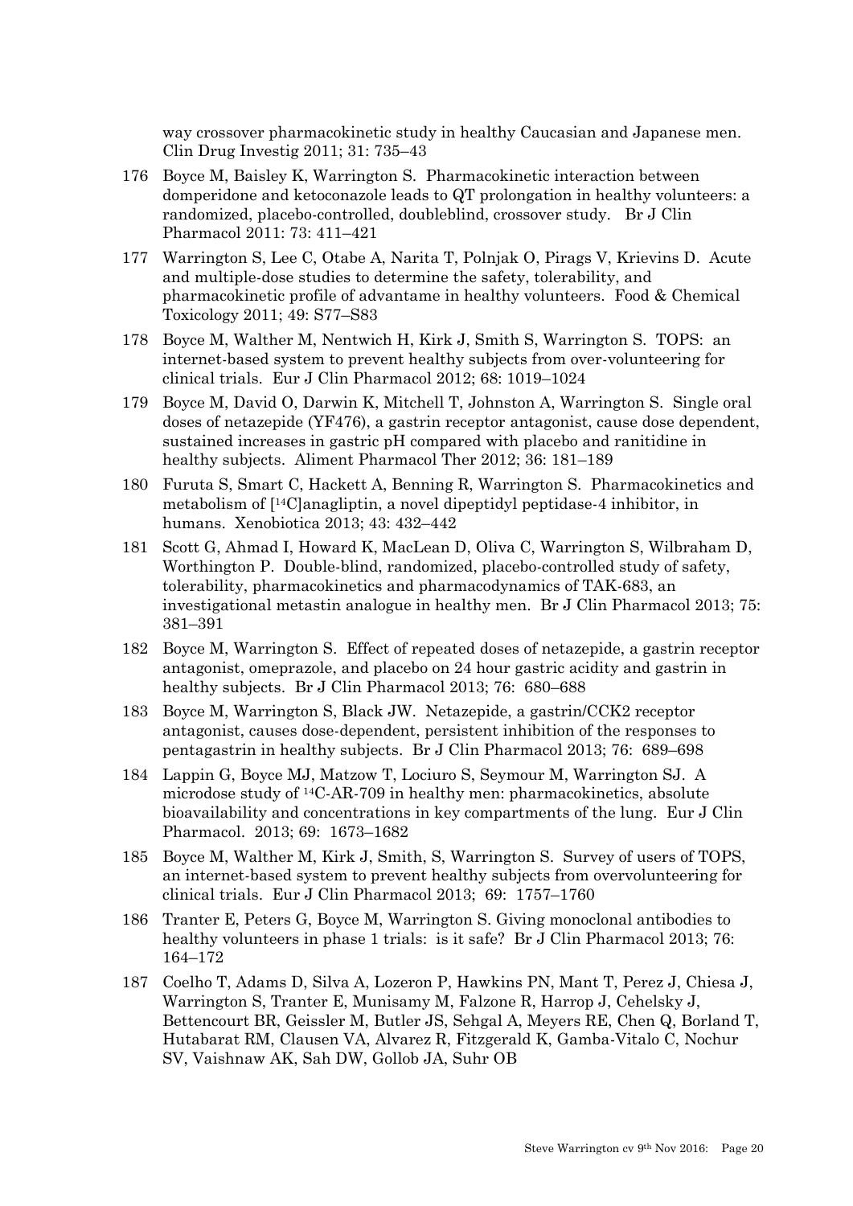way crossover pharmacokinetic study in healthy Caucasian and Japanese men. Clin Drug Investig 2011; 31: 735–43

176 Boyce M, Baisley K, Warrington S. Pharmacokinetic interaction between domperidone and ketoconazole leads to QT prolongation in healthy volunteers: a randomized, placebo-controlled, doubleblind, crossover study. Br J Clin Pharmacol 2011: 73: 411–421

177 Warrington S, Lee C, Otabe A, Narita T, Polnjak O, Pirags V, Krievins D. Acute and multiple-dose studies to determine the safety, tolerability, and pharmacokinetic profile of advantame in healthy volunteers. Food & Chemical Toxicology 2011; 49: S77–S83

178 Boyce M, Walther M, Nentwich H, Kirk J, Smith S, Warrington S. TOPS: an internet-based system to prevent healthy subjects from over-volunteering for clinical trials. Eur J Clin Pharmacol 2012; 68: 1019–1024

179 Boyce M, David O, Darwin K, Mitchell T, Johnston A, Warrington S. Single oral doses of netazepide (YF476), a gastrin receptor antagonist, cause dose dependent, sustained increases in gastric pH compared with placebo and ranitidine in healthy subjects. Aliment Pharmacol Ther 2012; 36: 181–189

180 Furuta S, Smart C, Hackett A, Benning R, Warrington S. Pharmacokinetics and metabolism of [$^{14}$C]anagliptin, a novel dipeptidyl peptidase-4 inhibitor, in humans. Xenobiotica 2013; 43: 432–442

181 Scott G, Ahmad I, Howard K, MacLean D, Oliva C, Warrington S, Wilbraham D, Worthington P. Double-blind, randomized, placebo-controlled study of safety, tolerability, pharmacokinetics and pharmacodynamics of TAK-683, an investigational metastin analogue in healthy men. Br J Clin Pharmacol 2013; 75: 381–391

182 Boyce M, Warrington S. Effect of repeated doses of netazepide, a gastrin receptor antagonist, omeprazole, and placebo on 24 hour gastric acidity and gastrin in healthy subjects. Br J Clin Pharmacol 2013; 76: 680–688

183 Boyce M, Warrington S, Black JW. Netazepide, a gastrin/CCK2 receptor antagonist, causes dose-dependent, persistent inhibition of the responses to pentagastrin in healthy subjects. Br J Clin Pharmacol 2013; 76: 689–698

184 Lappin G, Boyce MJ, Matzow T, Lociuro S, Seymour M, Warrington SJ. A microdose study of $^{14}$C-AR-709 in healthy men: pharmacokinetics, absolute bioavailability and concentrations in key compartments of the lung. Eur J Clin Pharmacol. 2013; 69: 1673–1682

185 Boyce M, Walther M, Kirk J, Smith, S, Warrington S. Survey of users of TOPS, an internet-based system to prevent healthy subjects from overvolunteering for clinical trials. Eur J Clin Pharmacol 2013; 69: 1757–1760

186 Tranter E, Peters G, Boyce M, Warrington S. Giving monoclonal antibodies to healthy volunteers in phase 1 trials: is it safe? Br J Clin Pharmacol 2013; 76: 164–172

187 Coelho T, Adams D, Silva A, Lozeron P, Hawkins PN, Mant T, Perez J, Chiesa J, Warrington S, Tranter E, Munisamy M, Falzone R, Harrop J, Cehelsky J, Bettencourt BR, Geissler M, Butler JS, Sehgal A, Meyers RE, Chen Q, Borland T, Hutabarat RM, Clausen VA, Alvarez R, Fitzgerald K, Gamba-Vitalo C, Nochur SV, Vaishnaw AK, Sah DW, Gollob JA, Suhr OB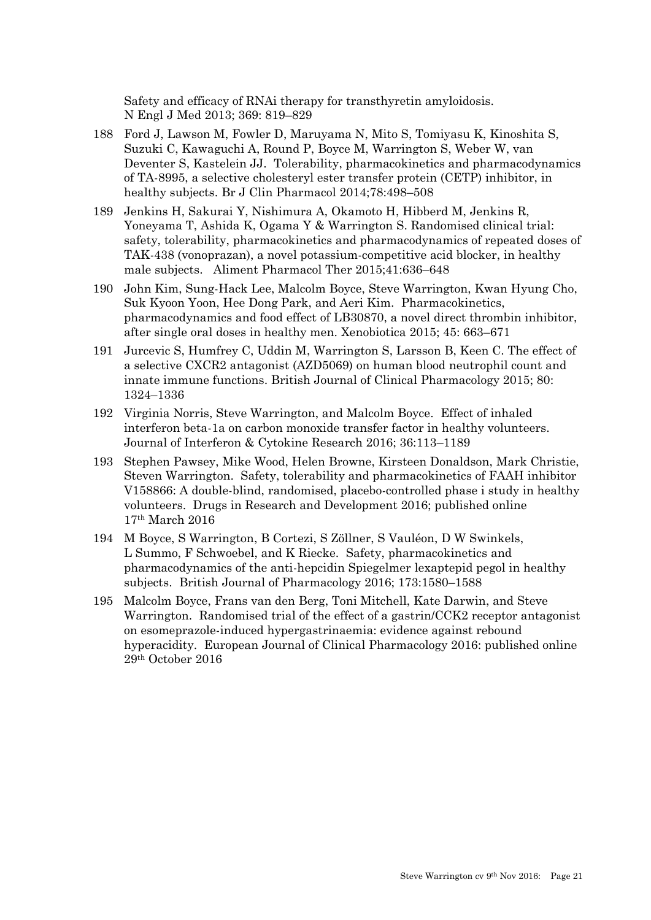Safety and efficacy of RNAi therapy for transthyretin amyloidosis. N Engl J Med 2013; 369: 819–829

188 Ford J, Lawson M, Fowler D, Maruyama N, Mito S, Tomiyasu K, Kinoshita S, Suzuki C, Kawaguchi A, Round P, Boyce M, Warrington S, Weber W, van Deventer S, Kastelein JJ. Tolerability, pharmacokinetics and pharmacodynamics of TA-8995, a selective cholesteryl ester transfer protein (CETP) inhibitor, in healthy subjects. Br J Clin Pharmacol 2014;78:498–508

189 Jenkins H, Sakurai Y, Nishimura A, Okamoto H, Hibberd M, Jenkins R, Yoneyama T, Ashida K, Ogama Y & Warrington S. Randomised clinical trial: safety, tolerability, pharmacokinetics and pharmacodynamics of repeated doses of TAK-438 (vonoprazan), a novel potassium-competitive acid blocker, in healthy male subjects. Aliment Pharmacol Ther 2015;41:636–648

190 John Kim, Sung-Hack Lee, Malcolm Boyce, Steve Warrington, Kwan Hyung Cho, Suk Kyoon Yoon, Hee Dong Park, and Aeri Kim. Pharmacokinetics, pharmacodynamics and food effect of LB30870, a novel direct thrombin inhibitor, after single oral doses in healthy men. Xenobiotica 2015; 45: 663–671

191 Jurcevic S, Humfrey C, Uddin M, Warrington S, Larsson B, Keen C. The effect of a selective CXCR2 antagonist (AZD5069) on human blood neutrophil count and innate immune functions. British Journal of Clinical Pharmacology 2015; 80: 1324–1336

192 Virginia Norris, Steve Warrington, and Malcolm Boyce. Effect of inhaled interferon beta-1a on carbon monoxide transfer factor in healthy volunteers. Journal of Interferon & Cytokine Research 2016; 36:113–1189

193 Stephen Pawsey, Mike Wood, Helen Browne, Kirsteen Donaldson, Mark Christie, Steven Warrington. Safety, tolerability and pharmacokinetics of FAAH inhibitor V158866: A double-blind, randomised, placebo-controlled phase i study in healthy volunteers. Drugs in Research and Development 2016; published online 17th March 2016

194 M Boyce, S Warrington, B Cortezi, S Zöllner, S Vauléon, D W Swinkels, L Summo, F Schwoebel, and K Riecke. Safety, pharmacokinetics and pharmacodynamics of the anti-hepcidin Spiegelmer lexaptepid pegol in healthy subjects. British Journal of Pharmacology 2016; 173:1580–1588

195 Malcolm Boyce, Frans van den Berg, Toni Mitchell, Kate Darwin, and Steve Warrington. Randomised trial of the effect of a gastrin/CCK2 receptor antagonist on esomeprazole-induced hypergastrinaemia: evidence against rebound hyperacidity. European Journal of Clinical Pharmacology 2016: published online 29th October 2016